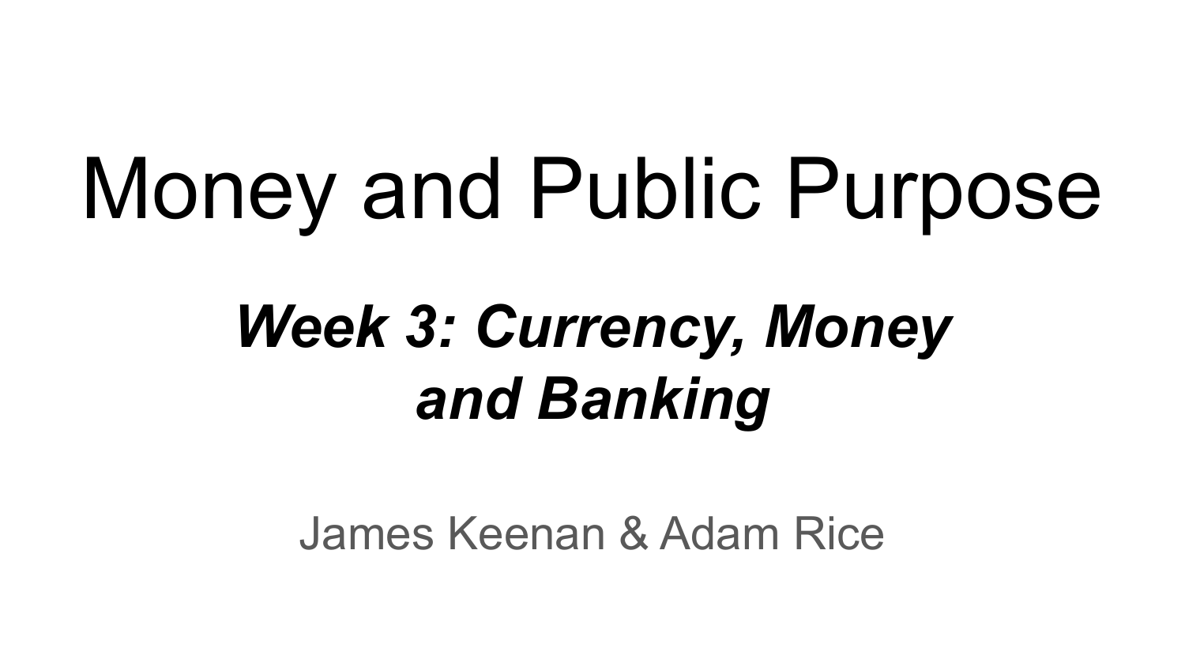# Money and Public Purpose

## *Week 3: Currency, Money and Banking*

James Keenan & Adam Rice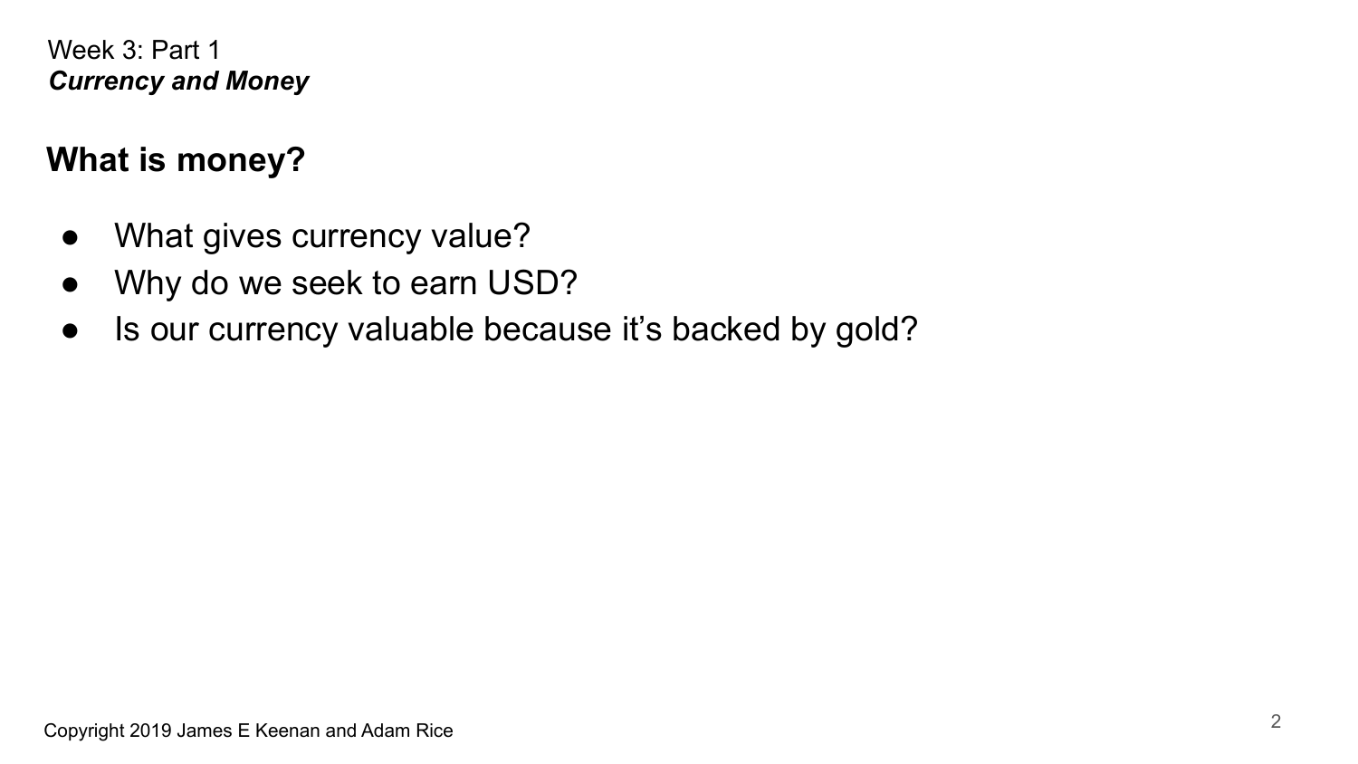Week 3: Part 1
***Currency and Money***

## What is money?

- What gives currency value?
- Why do we seek to earn USD?
- Is our currency valuable because it's backed by gold?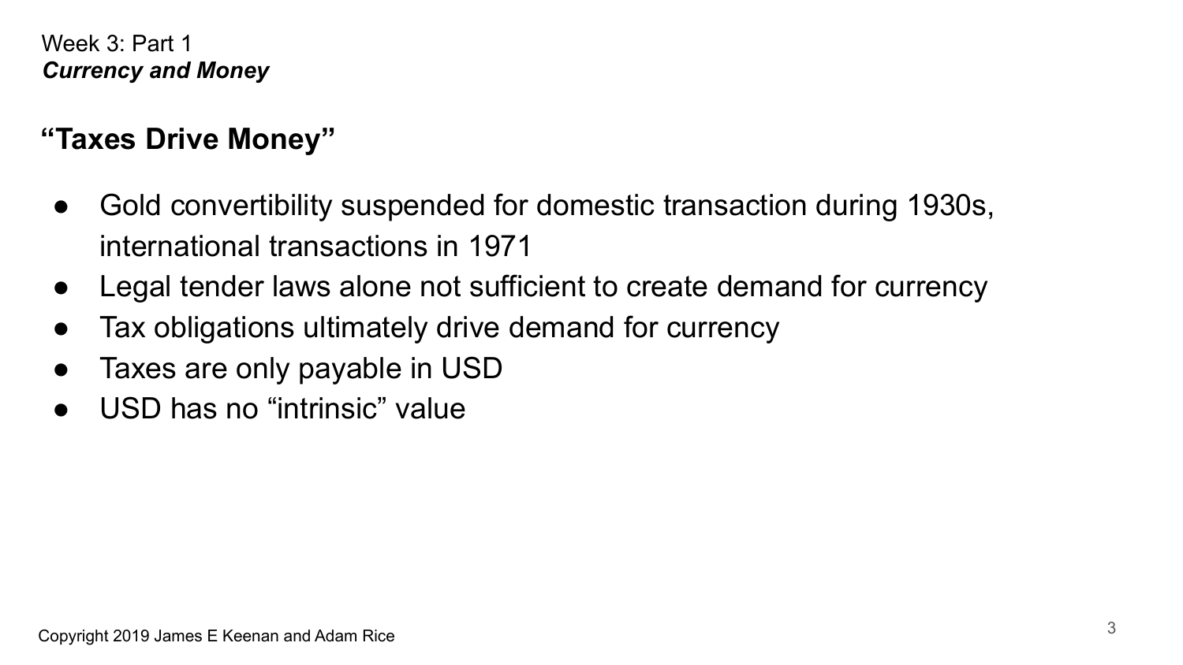Week 3: Part 1
***Currency and Money***

## "Taxes Drive Money"

- Gold convertibility suspended for domestic transaction during 1930s, international transactions in 1971
- Legal tender laws alone not sufficient to create demand for currency
- Tax obligations ultimately drive demand for currency
- Taxes are only payable in USD
- USD has no "intrinsic" value

Copyright 2019 James E Keenan and Adam Rice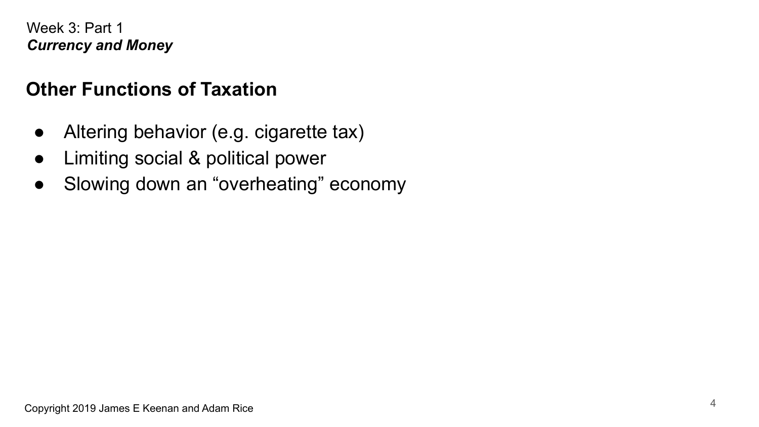Week 3: Part 1
*Currency and Money*

## Other Functions of Taxation

- Altering behavior (e.g. cigarette tax)
- Limiting social & political power
- Slowing down an “overheating” economy

Copyright 2019 James E Keenan and Adam Rice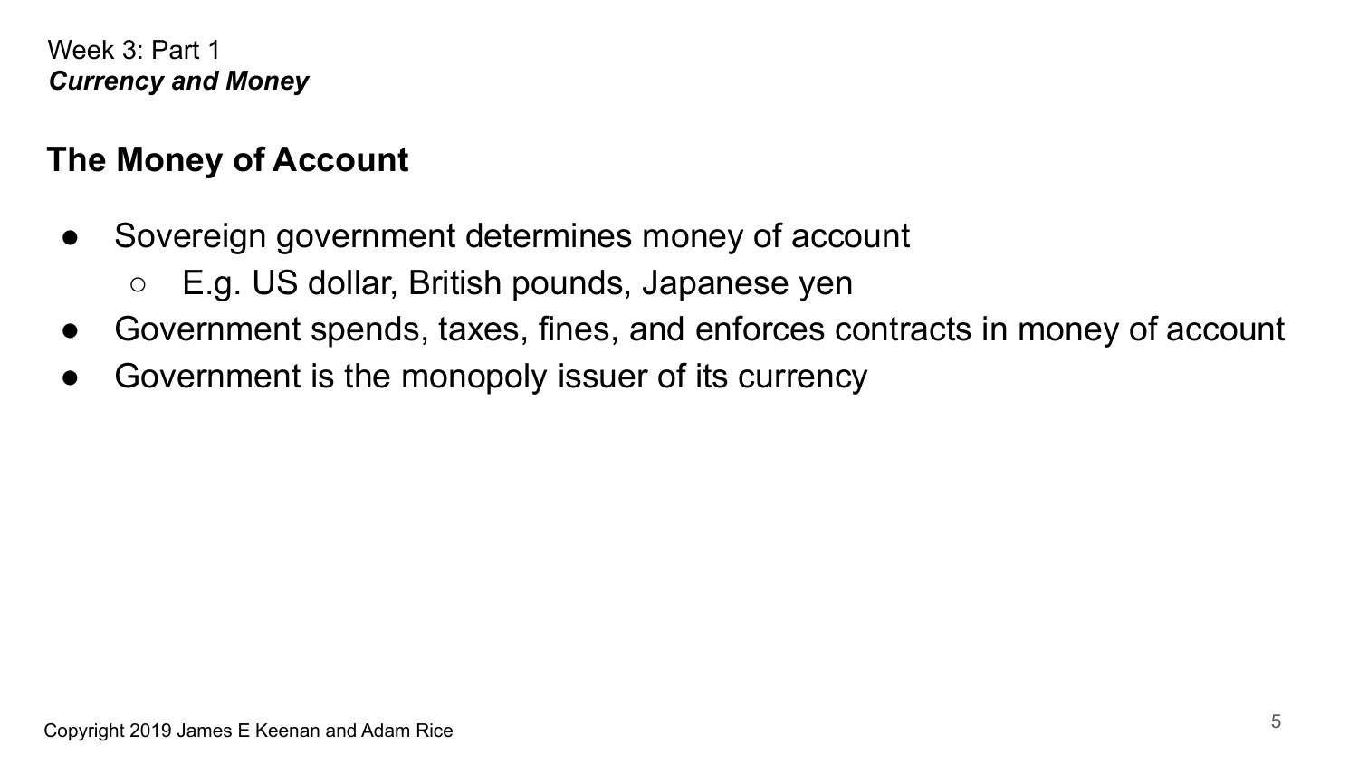## The Money of Account

- Sovereign government determines money of account
  - E.g. US dollar, British pounds, Japanese yen
- Government spends, taxes, fines, and enforces contracts in money of account
- Government is the monopoly issuer of its currency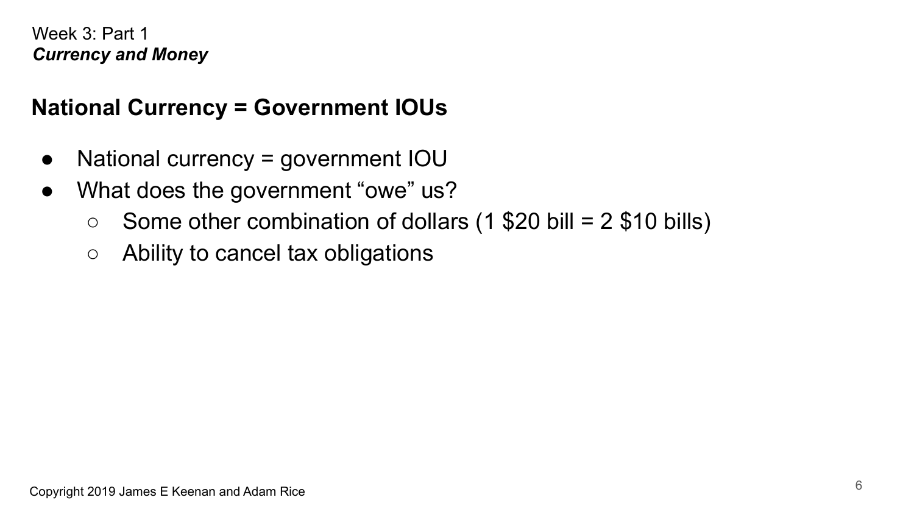Week 3: Part 1
*Currency and Money*

## National Currency = Government IOUs

- National currency = government IOU
- What does the government "owe" us?
  - Some other combination of dollars (1 $20 bill = 2 $10 bills)
  - Ability to cancel tax obligations

Copyright 2019 James E Keenan and Adam Rice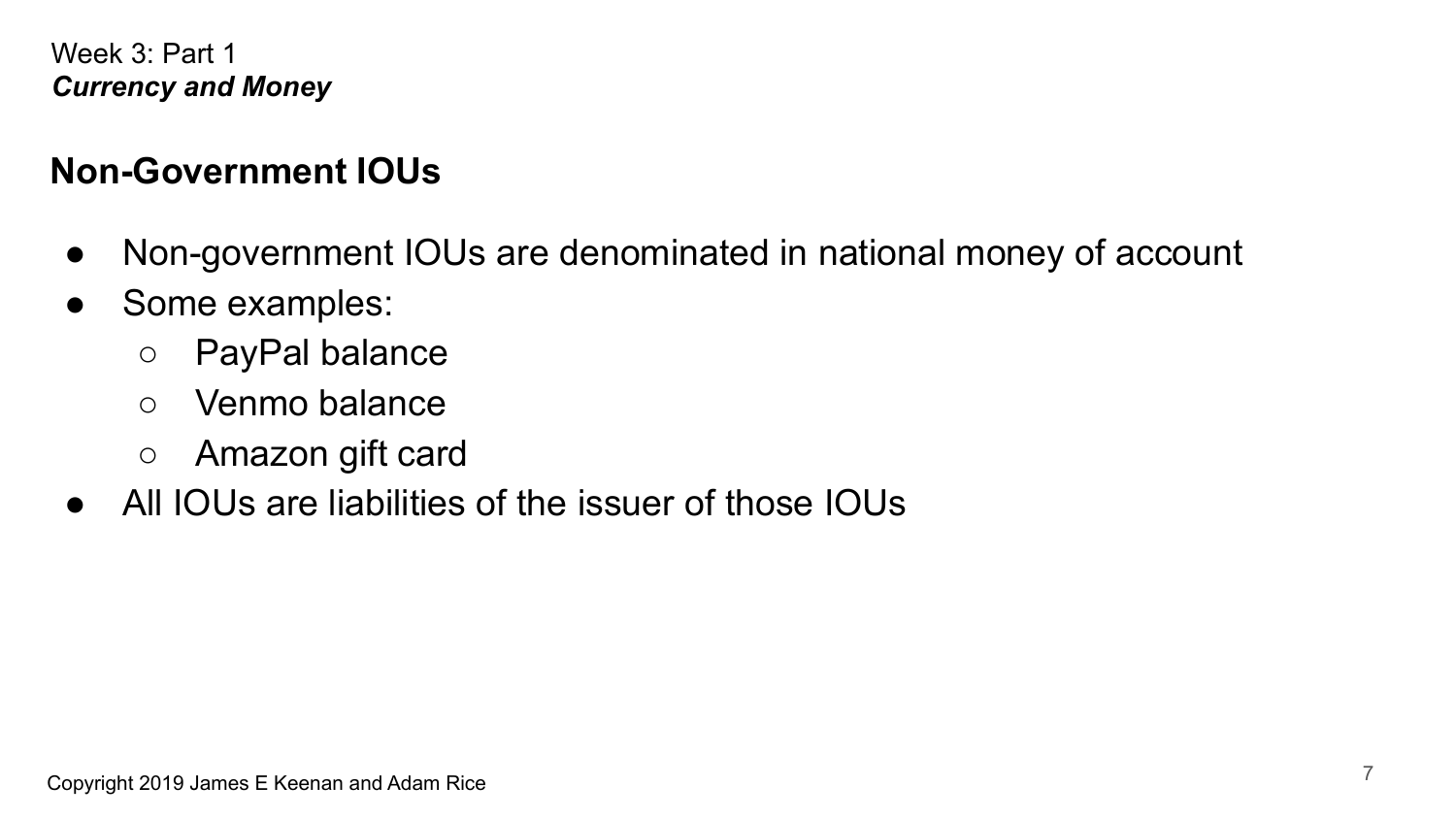Week 3: Part 1
***Currency and Money***

## Non-Government IOUs

- Non-government IOUs are denominated in national money of account
- Some examples:
  - PayPal balance
  - Venmo balance
  - Amazon gift card
- All IOUs are liabilities of the issuer of those IOUs

Copyright 2019 James E Keenan and Adam Rice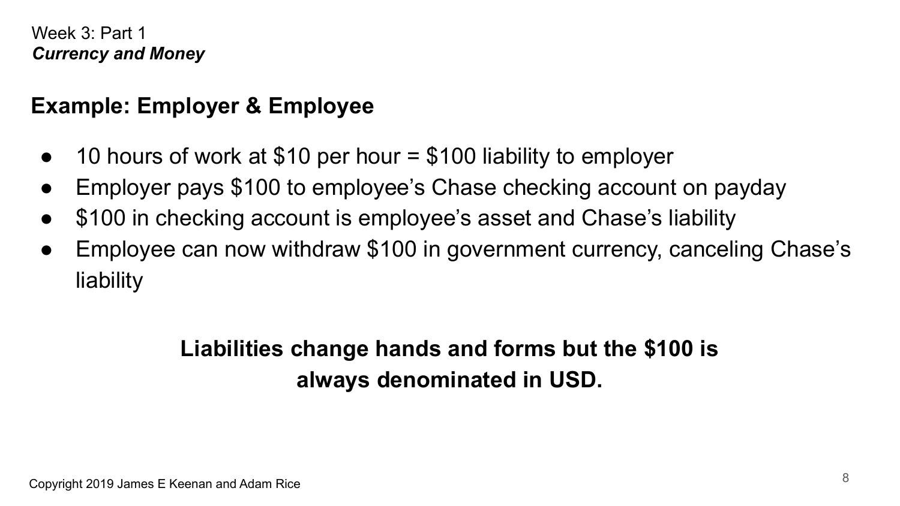Week 3: Part 1
*Currency and Money*

## Example: Employer & Employee

- 10 hours of work at $10 per hour = $100 liability to employer
- Employer pays $100 to employee's Chase checking account on payday
- $100 in checking account is employee's asset and Chase's liability
- Employee can now withdraw $100 in government currency, canceling Chase's liability

**Liabilities change hands and forms but the $100 is always denominated in USD.**

Copyright 2019 James E Keenan and Adam Rice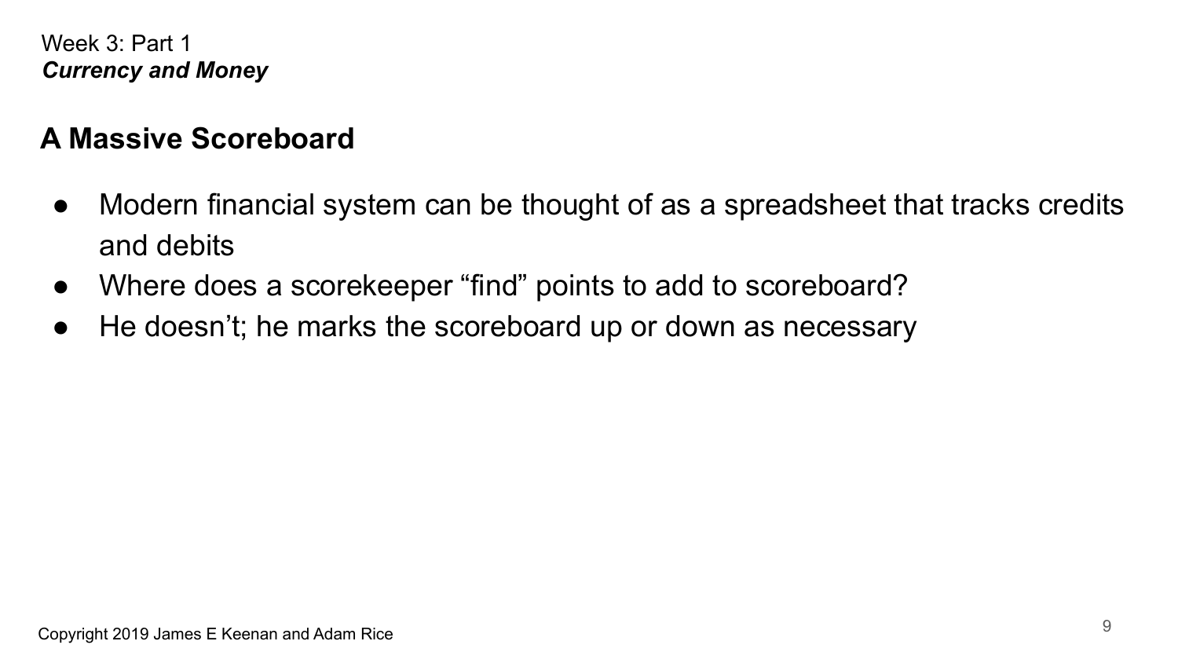Week 3: Part 1
***Currency and Money***

## A Massive Scoreboard

- Modern financial system can be thought of as a spreadsheet that tracks credits and debits
- Where does a scorekeeper “find” points to add to scoreboard?
- He doesn’t; he marks the scoreboard up or down as necessary

Copyright 2019 James E Keenan and Adam Rice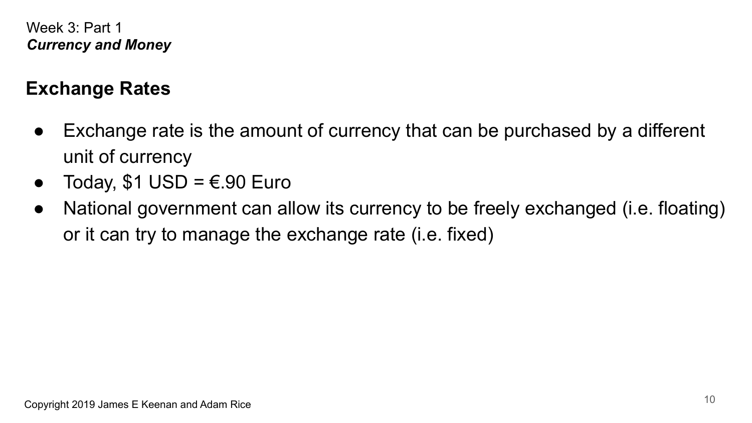Week 3: Part 1
***Currency and Money***

## Exchange Rates

- Exchange rate is the amount of currency that can be purchased by a different unit of currency
- Today, $1 USD = €.90 Euro
- National government can allow its currency to be freely exchanged (i.e. floating) or it can try to manage the exchange rate (i.e. fixed)

Copyright 2019 James E Keenan and Adam Rice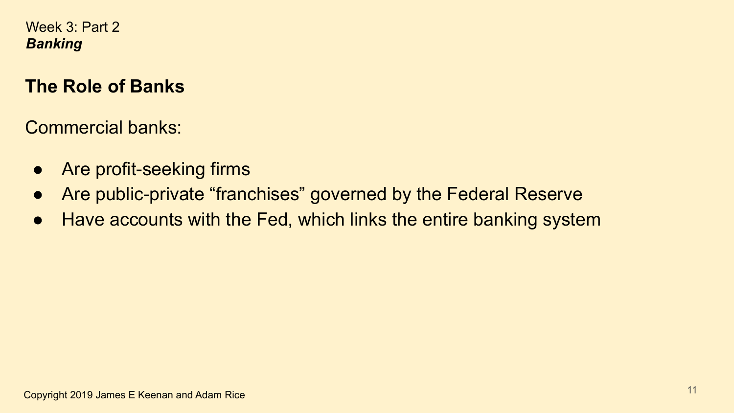Week 3: Part 2
***Banking***

## The Role of Banks

Commercial banks:

- Are profit-seeking firms
- Are public-private “franchises” governed by the Federal Reserve
- Have accounts with the Fed, which links the entire banking system

Copyright 2019 James E Keenan and Adam Rice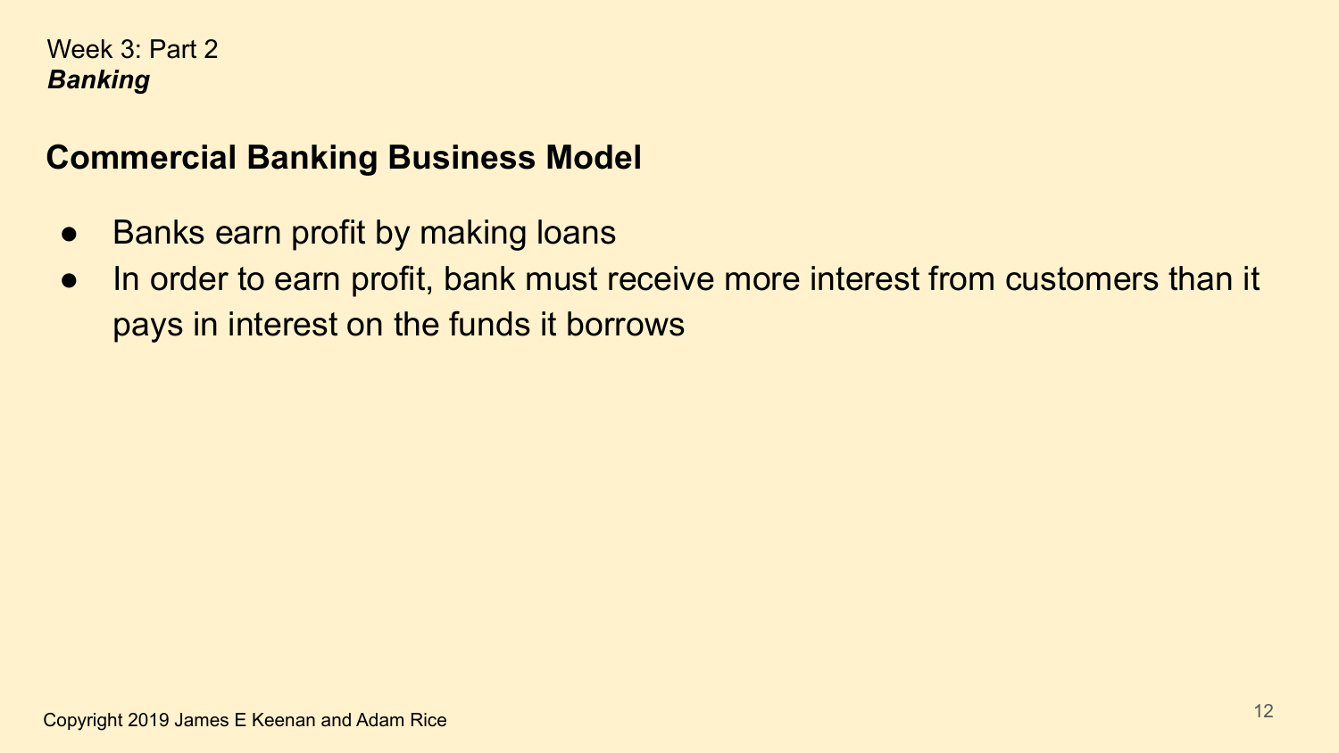Week 3: Part 2
***Banking***

## Commercial Banking Business Model

- Banks earn profit by making loans
- In order to earn profit, bank must receive more interest from customers than it pays in interest on the funds it borrows

Copyright 2019 James E Keenan and Adam Rice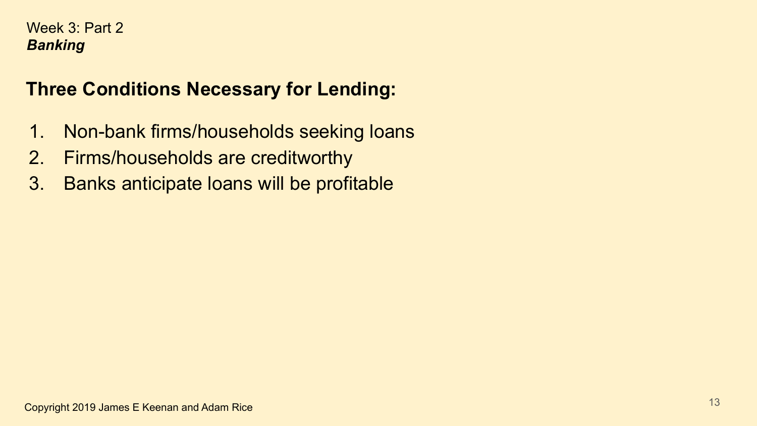## Three Conditions Necessary for Lending:

1. Non-bank firms/households seeking loans
2. Firms/households are creditworthy
3. Banks anticipate loans will be profitable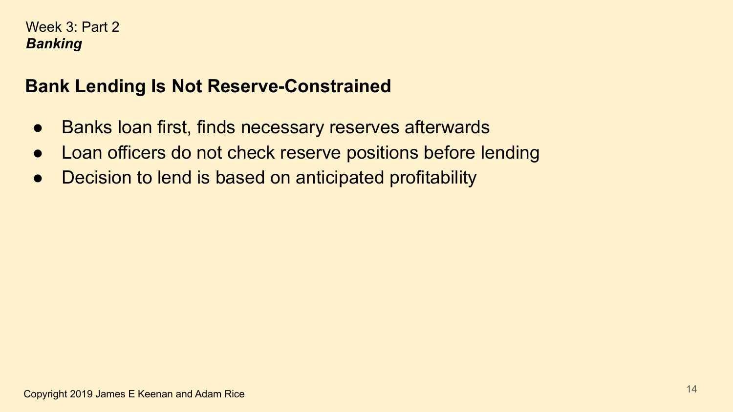Week 3: Part 2
***Banking***

## Bank Lending Is Not Reserve-Constrained

- Banks loan first, finds necessary reserves afterwards
- Loan officers do not check reserve positions before lending
- Decision to lend is based on anticipated profitability

Copyright 2019 James E Keenan and Adam Rice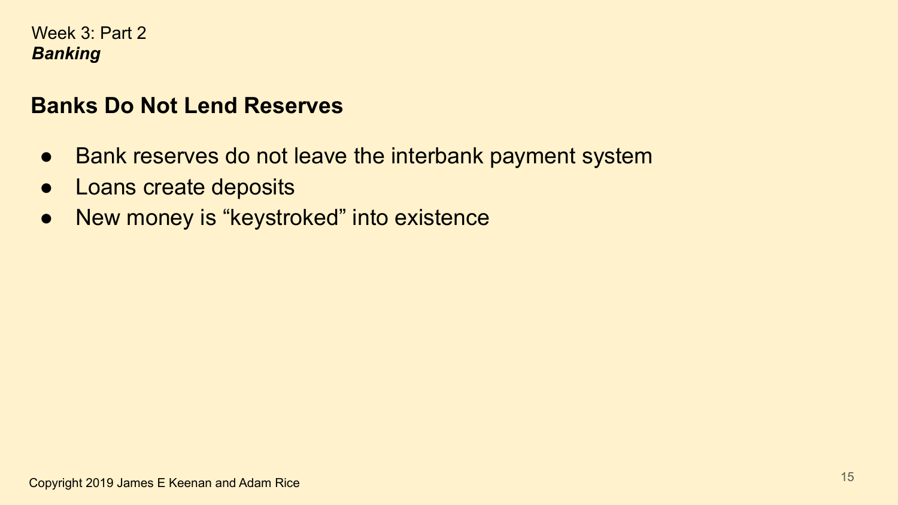Week 3: Part 2
***Banking***

## Banks Do Not Lend Reserves

- Bank reserves do not leave the interbank payment system
- Loans create deposits
- New money is "keystroked" into existence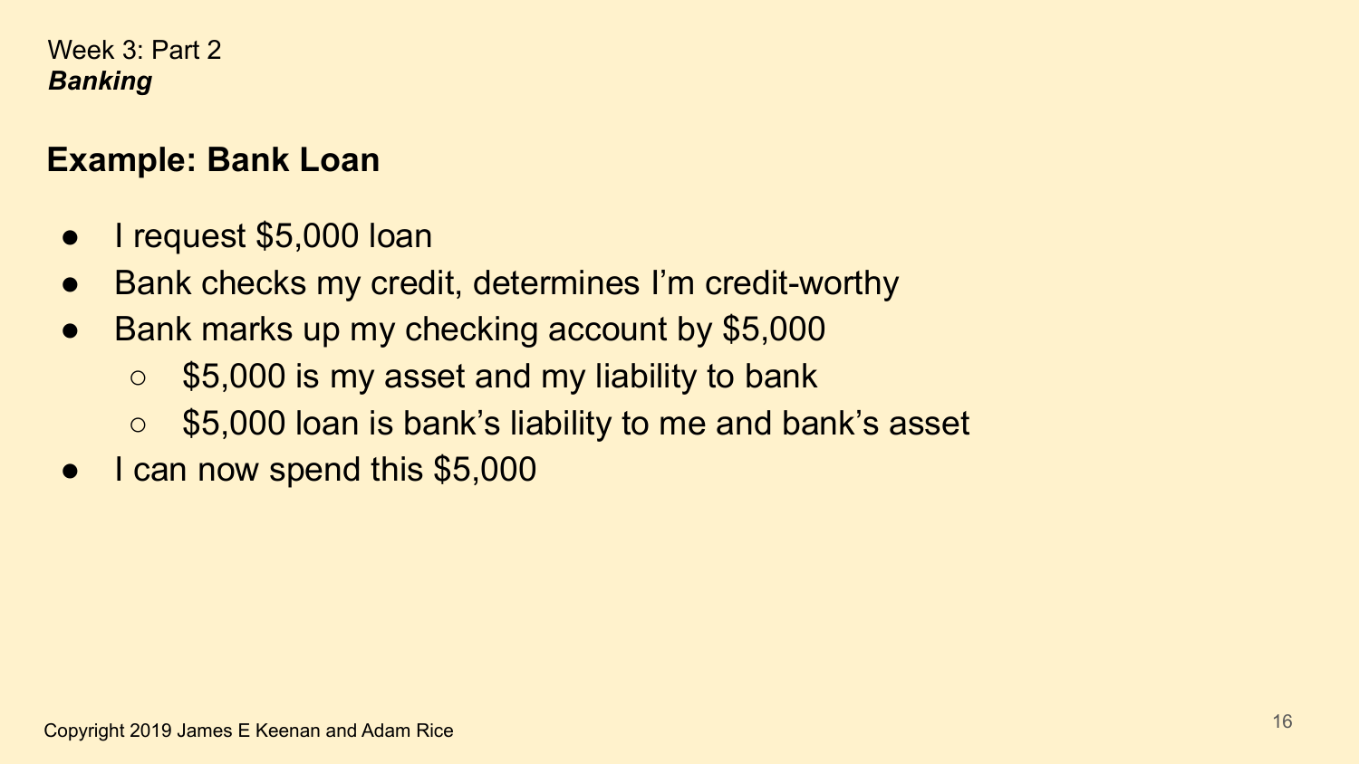Week 3: Part 2
***Banking***

## Example: Bank Loan

- I request $5,000 loan
- Bank checks my credit, determines I'm credit-worthy
- Bank marks up my checking account by $5,000
    - $5,000 is my asset and my liability to bank
    - $5,000 loan is bank's liability to me and bank's asset
- I can now spend this $5,000

Copyright 2019 James E Keenan and Adam Rice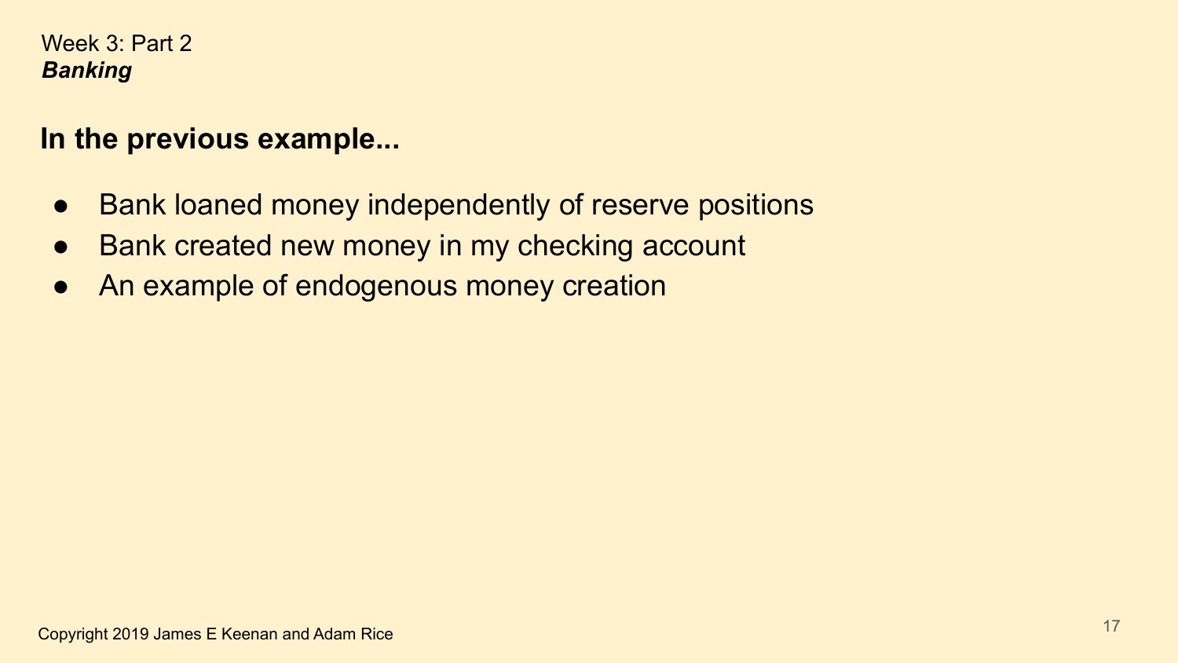Week 3: Part 2
***Banking***

## In the previous example...

- Bank loaned money independently of reserve positions
- Bank created new money in my checking account
- An example of endogenous money creation

Copyright 2019 James E Keenan and Adam Rice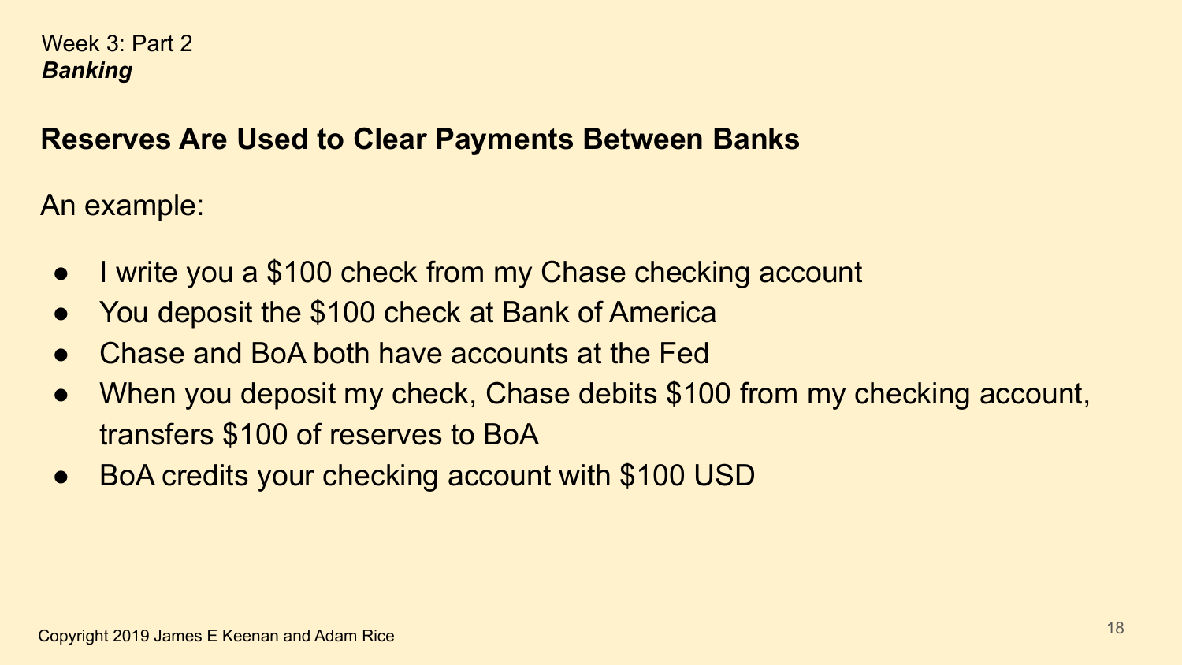Week 3: Part 2
***Banking***

## Reserves Are Used to Clear Payments Between Banks

An example:

- I write you a $100 check from my Chase checking account
- You deposit the $100 check at Bank of America
- Chase and BoA both have accounts at the Fed
- When you deposit my check, Chase debits $100 from my checking account, transfers $100 of reserves to BoA
- BoA credits your checking account with $100 USD

Copyright 2019 James E Keenan and Adam Rice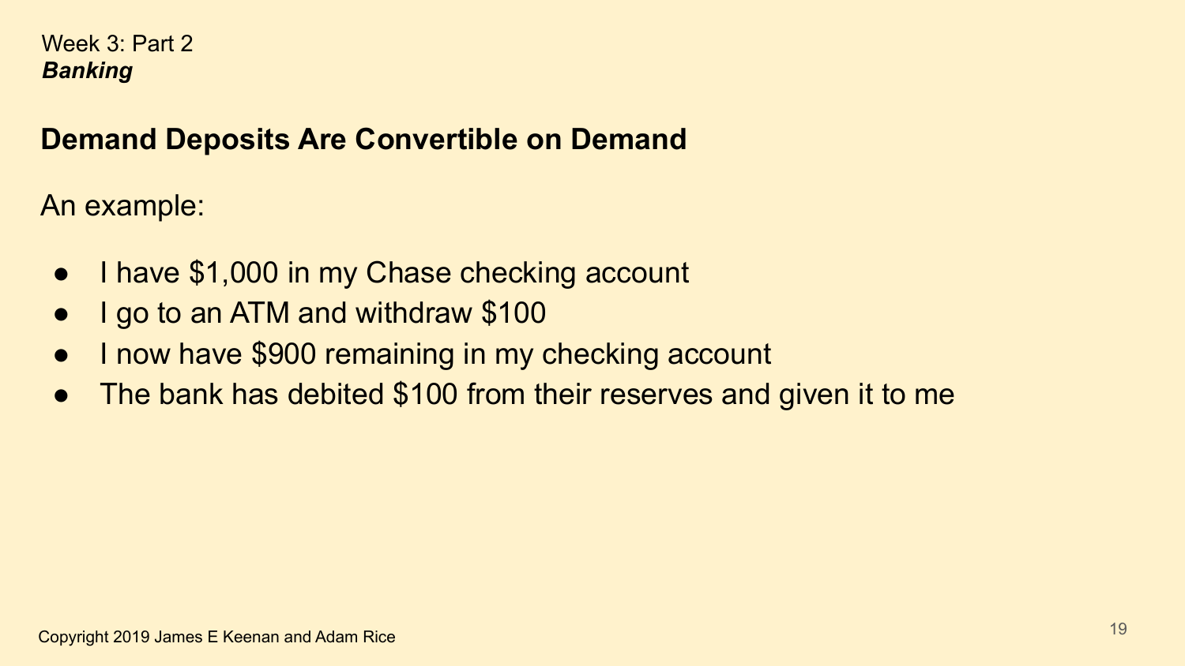Week 3: Part 2
***Banking***

## Demand Deposits Are Convertible on Demand

An example:

- I have $1,000 in my Chase checking account
- I go to an ATM and withdraw $100
- I now have $900 remaining in my checking account
- The bank has debited $100 from their reserves and given it to me

Copyright 2019 James E Keenan and Adam Rice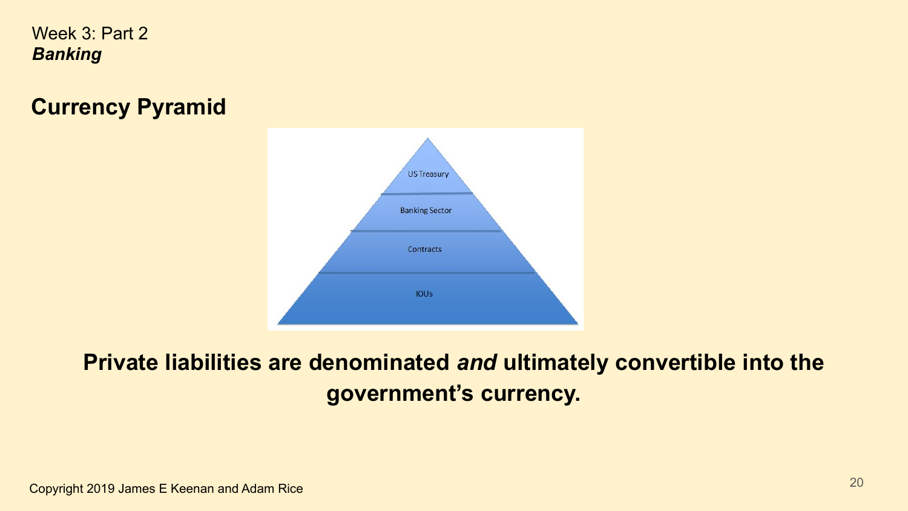Week 3: Part 2
***Banking***

## Currency Pyramid

US Treasury

Banking Sector

Contracts

IOUs

**Private liabilities are denominated *and* ultimately convertible into the government's currency.**

Copyright 2019 James E Keenan and Adam Rice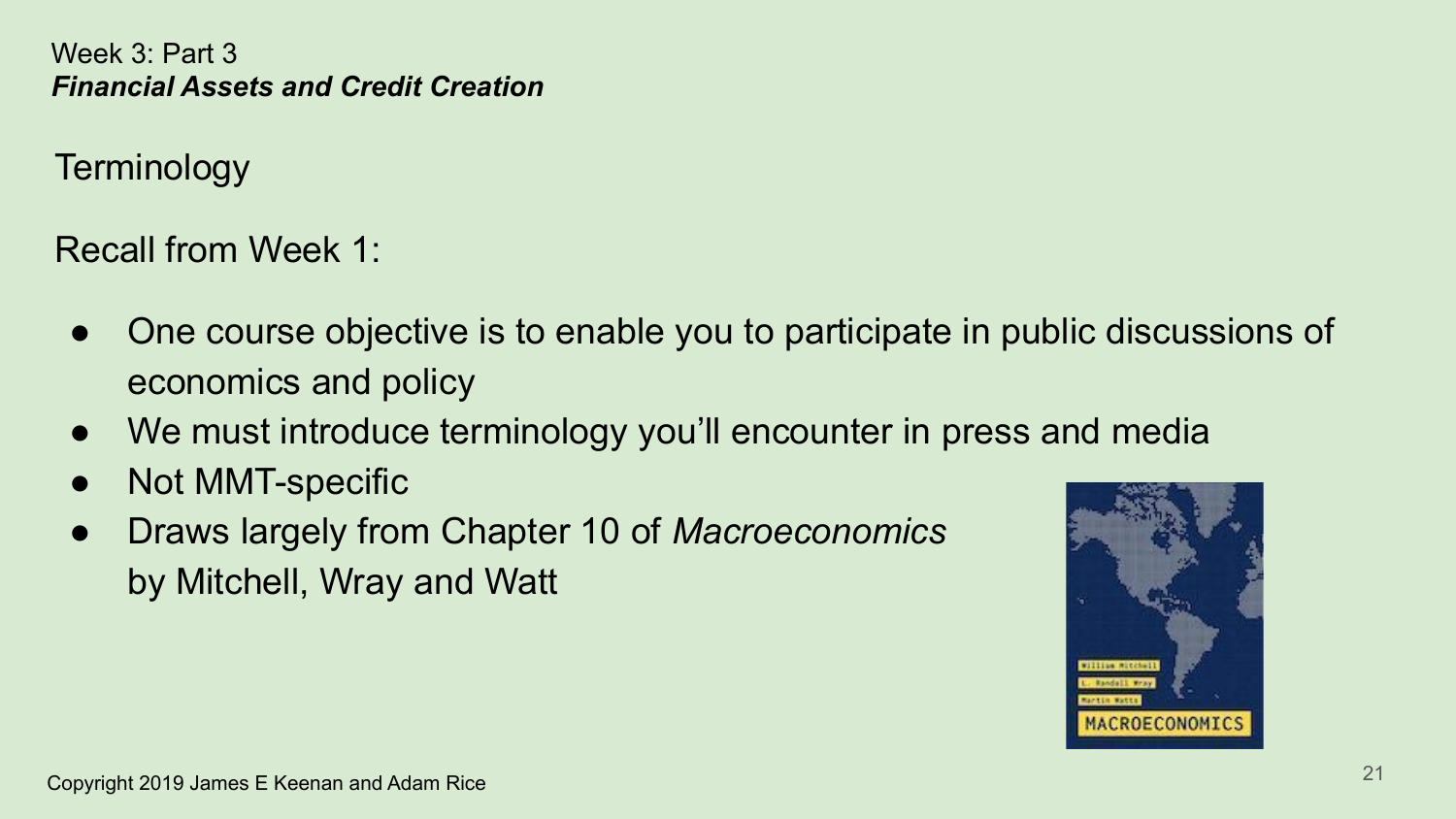Week 3: Part 3
***Financial Assets and Credit Creation***

## Terminology

Recall from Week 1:

- One course objective is to enable you to participate in public discussions of economics and policy
- We must introduce terminology you'll encounter in press and media
- Not MMT-specific
- Draws largely from Chapter 10 of *Macroeconomics* by Mitchell, Wray and Watt

Copyright 2019 James E Keenan and Adam Rice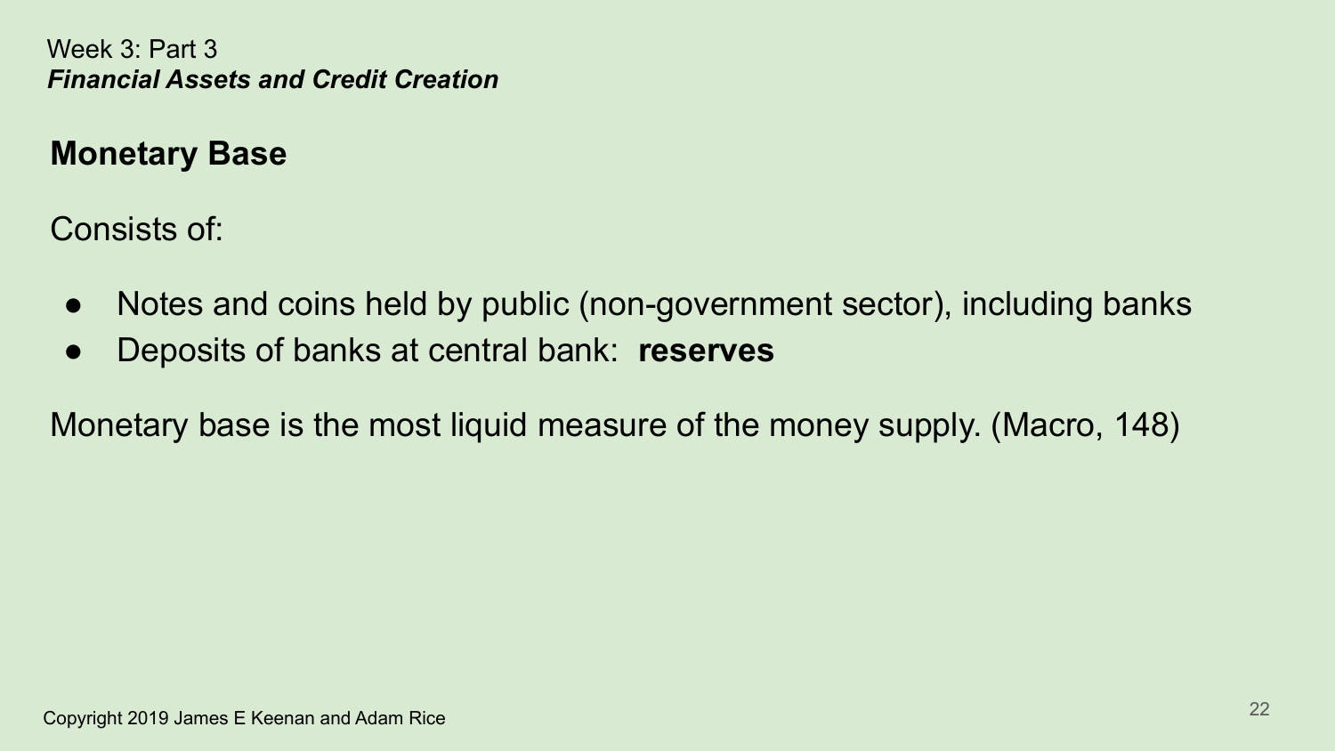Week 3: Part 3
***Financial Assets and Credit Creation***

## Monetary Base

Consists of:

- Notes and coins held by public (non-government sector), including banks
- Deposits of banks at central bank: **reserves**

Monetary base is the most liquid measure of the money supply. (Macro, 148)

Copyright 2019 James E Keenan and Adam Rice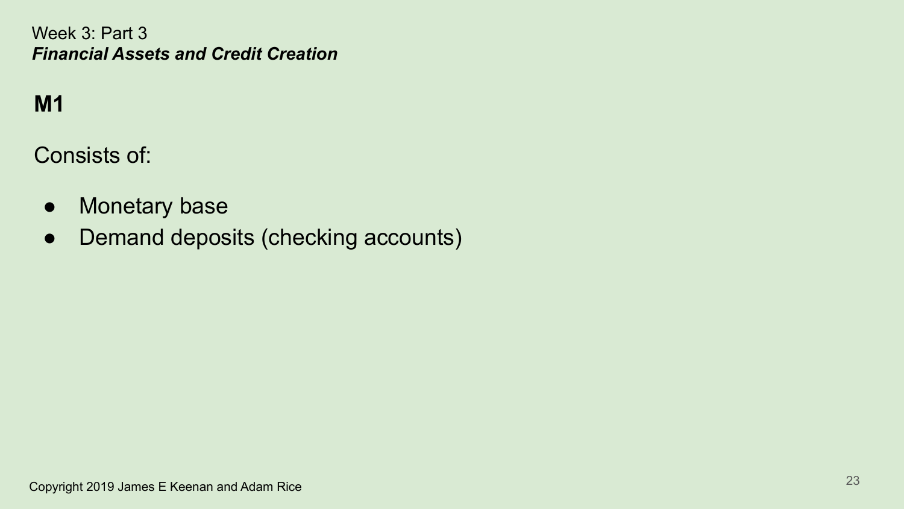Week 3: Part 3
***Financial Assets and Credit Creation***

## M1

Consists of:

- Monetary base
- Demand deposits (checking accounts)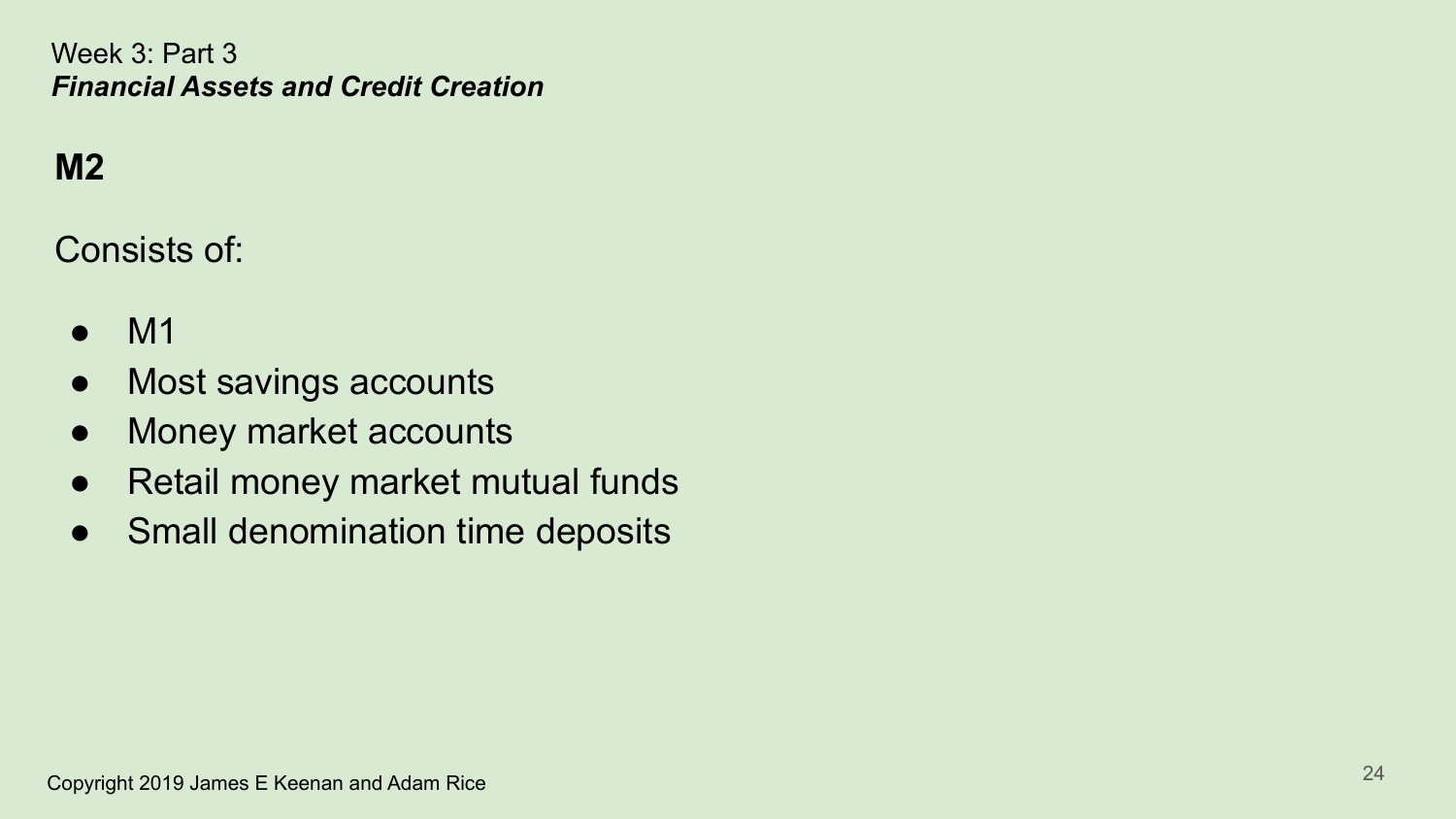Week 3: Part 3
***Financial Assets and Credit Creation***

## M2

Consists of:

- M1
- Most savings accounts
- Money market accounts
- Retail money market mutual funds
- Small denomination time deposits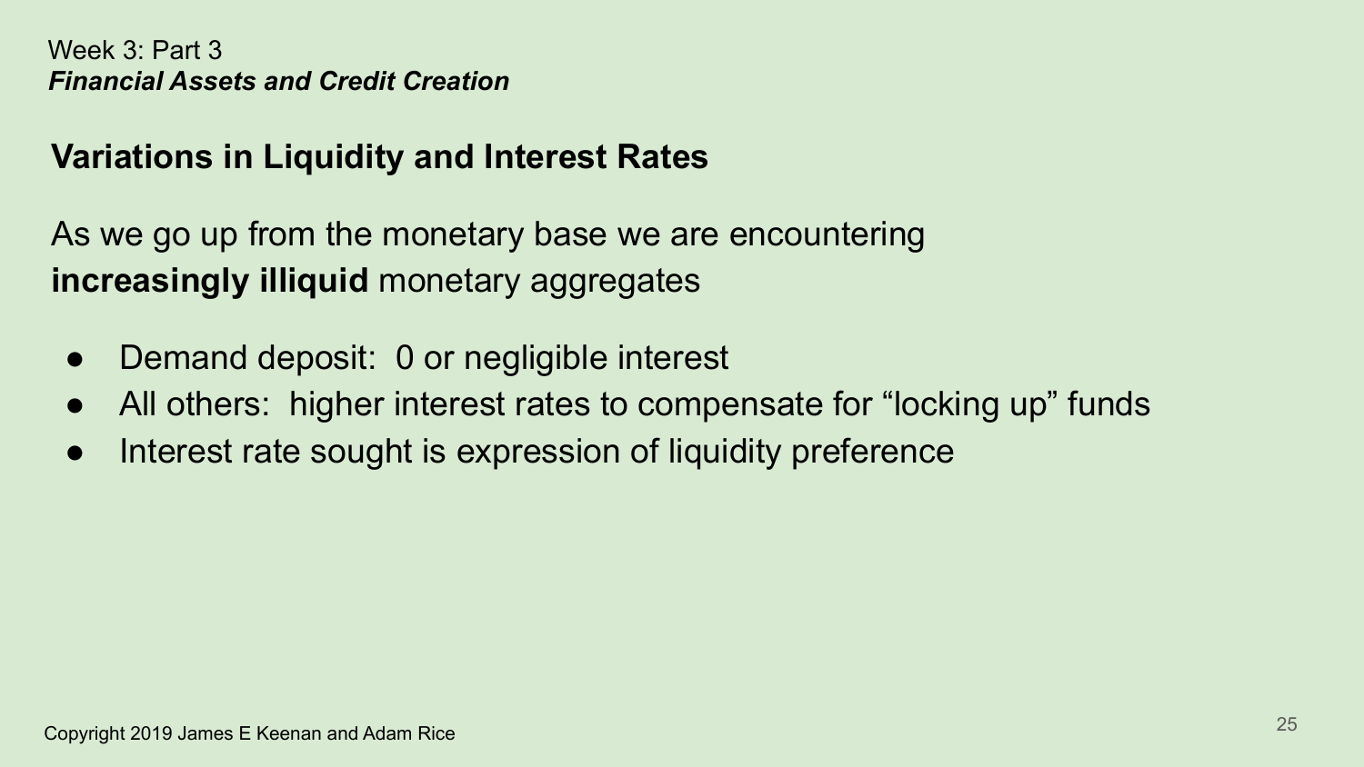Week 3: Part 3
***Financial Assets and Credit Creation***

## Variations in Liquidity and Interest Rates

As we go up from the monetary base we are encountering **increasingly illiquid** monetary aggregates

- Demand deposit: 0 or negligible interest
- All others: higher interest rates to compensate for “locking up” funds
- Interest rate sought is expression of liquidity preference

Copyright 2019 James E Keenan and Adam Rice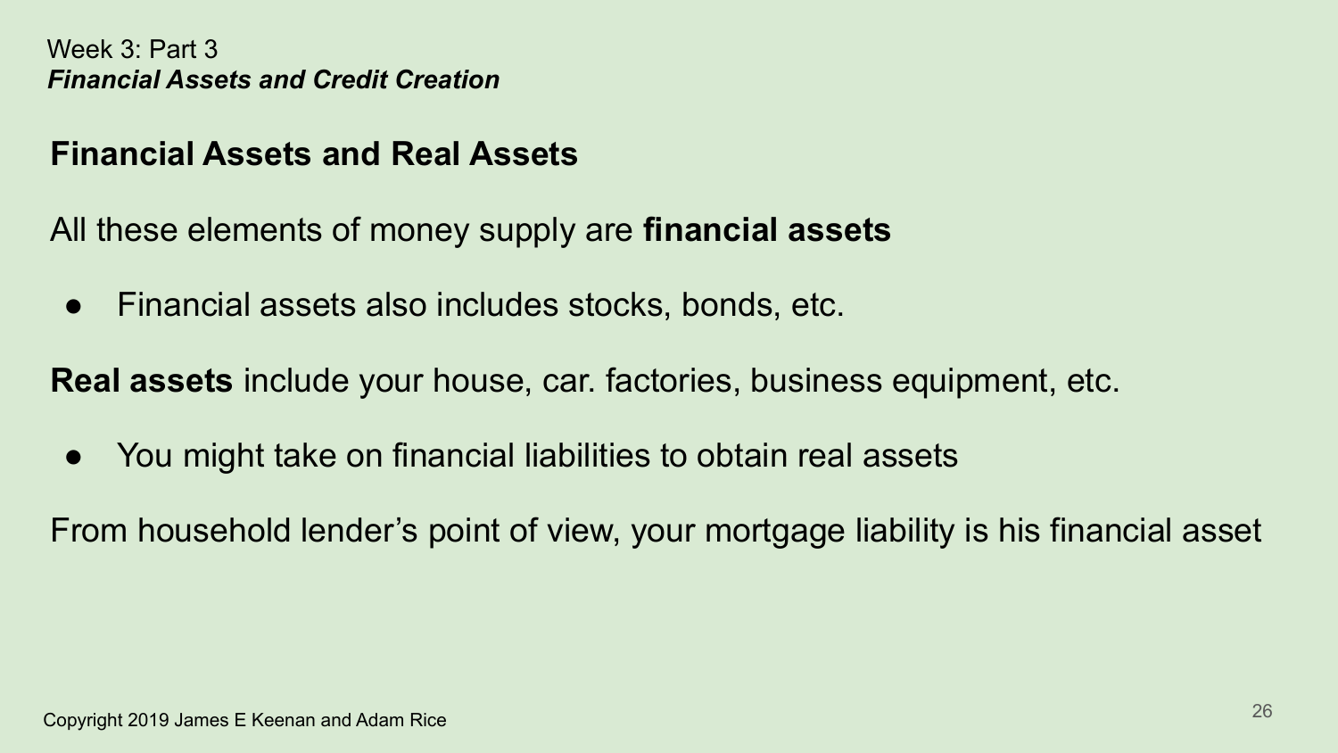Week 3: Part 3
***Financial Assets and Credit Creation***

## Financial Assets and Real Assets

All these elements of money supply are **financial assets**

- Financial assets also includes stocks, bonds, etc.

**Real assets** include your house, car. factories, business equipment, etc.

- You might take on financial liabilities to obtain real assets

From household lender's point of view, your mortgage liability is his financial asset

Copyright 2019 James E Keenan and Adam Rice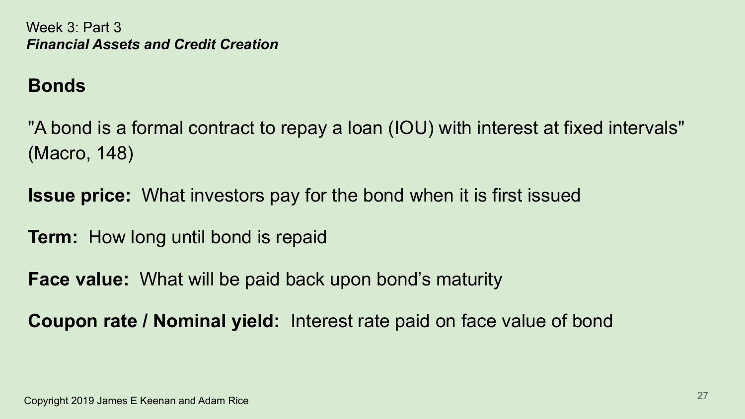Week 3: Part 3
***Financial Assets and Credit Creation***

## Bonds

"A bond is a formal contract to repay a loan (IOU) with interest at fixed intervals" (Macro, 148)

**Issue price:** What investors pay for the bond when it is first issued

**Term:** How long until bond is repaid

**Face value:** What will be paid back upon bond's maturity

**Coupon rate / Nominal yield:** Interest rate paid on face value of bond

Copyright 2019 James E Keenan and Adam Rice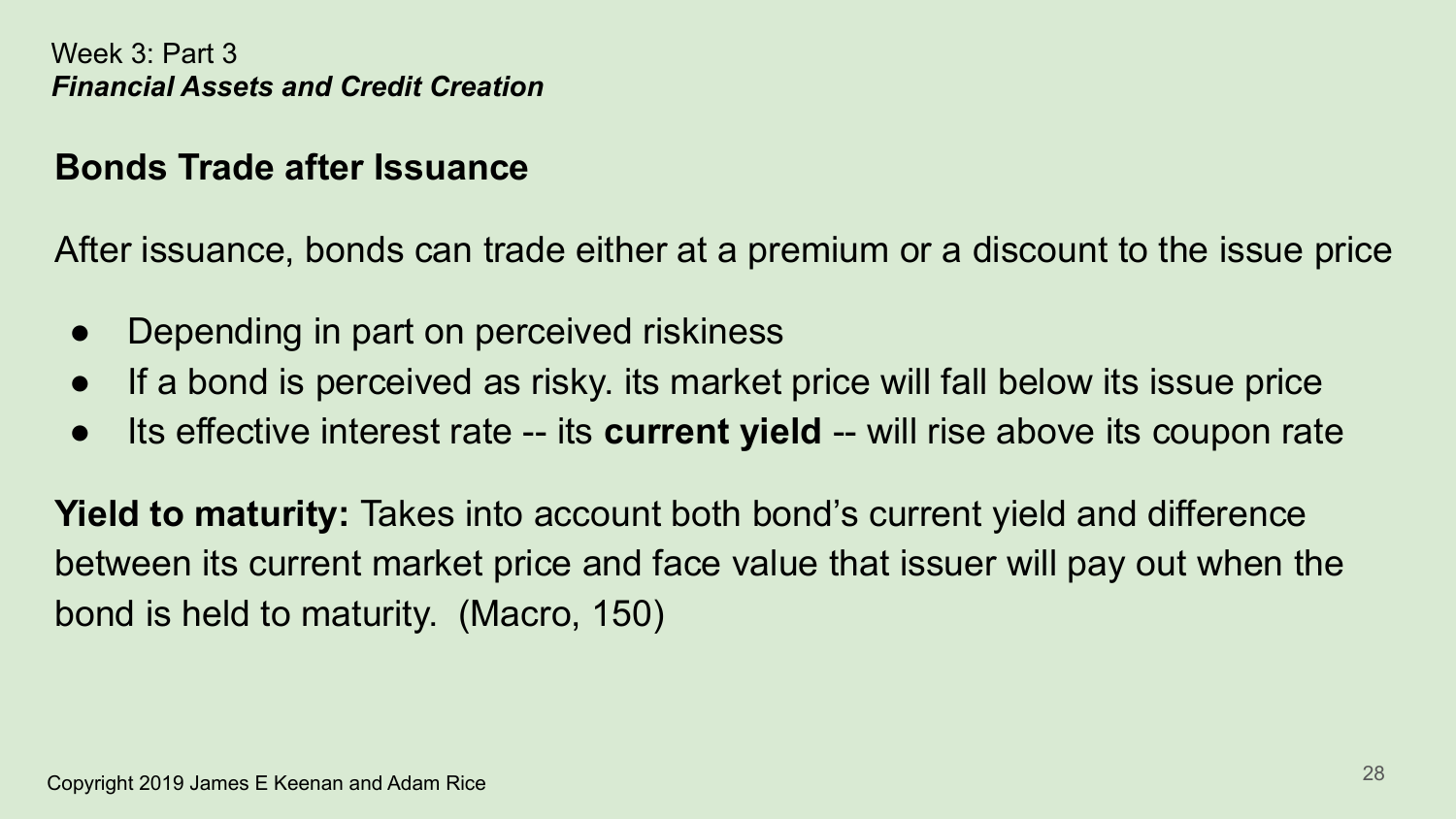Week 3: Part 3
***Financial Assets and Credit Creation***

## Bonds Trade after Issuance

After issuance, bonds can trade either at a premium or a discount to the issue price

- Depending in part on perceived riskiness
- If a bond is perceived as risky. its market price will fall below its issue price
- Its effective interest rate -- its **current yield** -- will rise above its coupon rate

**Yield to maturity:** Takes into account both bond's current yield and difference between its current market price and face value that issuer will pay out when the bond is held to maturity. (Macro, 150)

Copyright 2019 James E Keenan and Adam Rice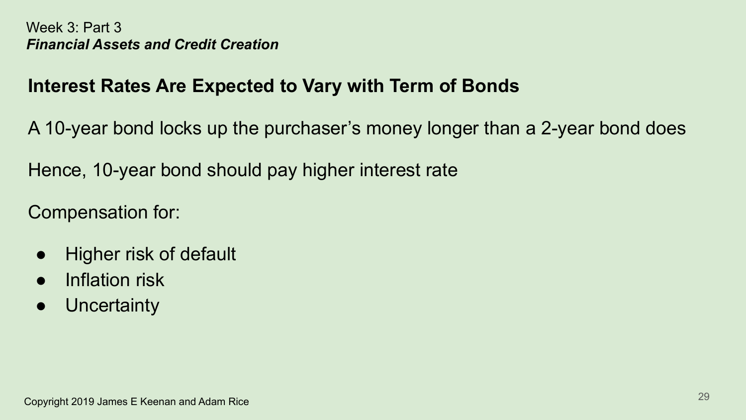Week 3: Part 3
***Financial Assets and Credit Creation***

## Interest Rates Are Expected to Vary with Term of Bonds

A 10-year bond locks up the purchaser's money longer than a 2-year bond does

Hence, 10-year bond should pay higher interest rate

Compensation for:

- Higher risk of default
- Inflation risk
- Uncertainty

Copyright 2019 James E Keenan and Adam Rice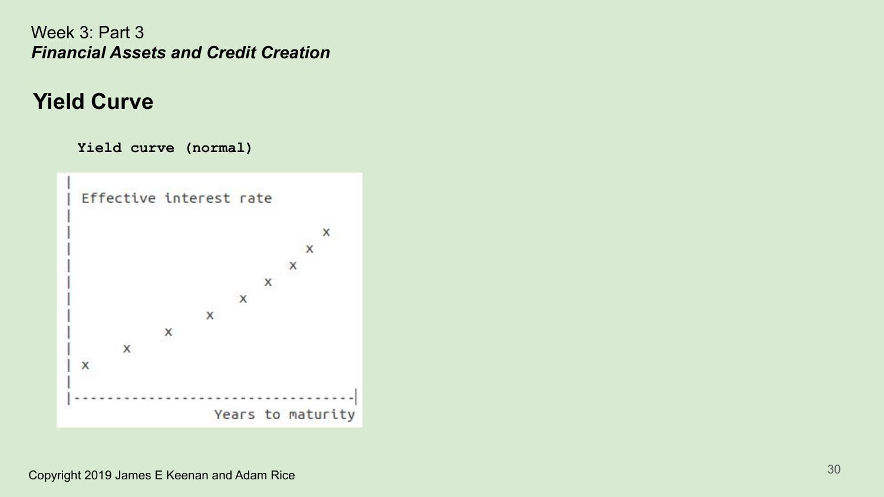## Yield Curve

**Yield curve (normal)**

```
|
| Effective interest rate
|
|                                  x
|                                x
|                              x
|                           x
|                        x
|                    x
|               x
|          x
| x
|
|---------------------------------|
                  Years to maturity
```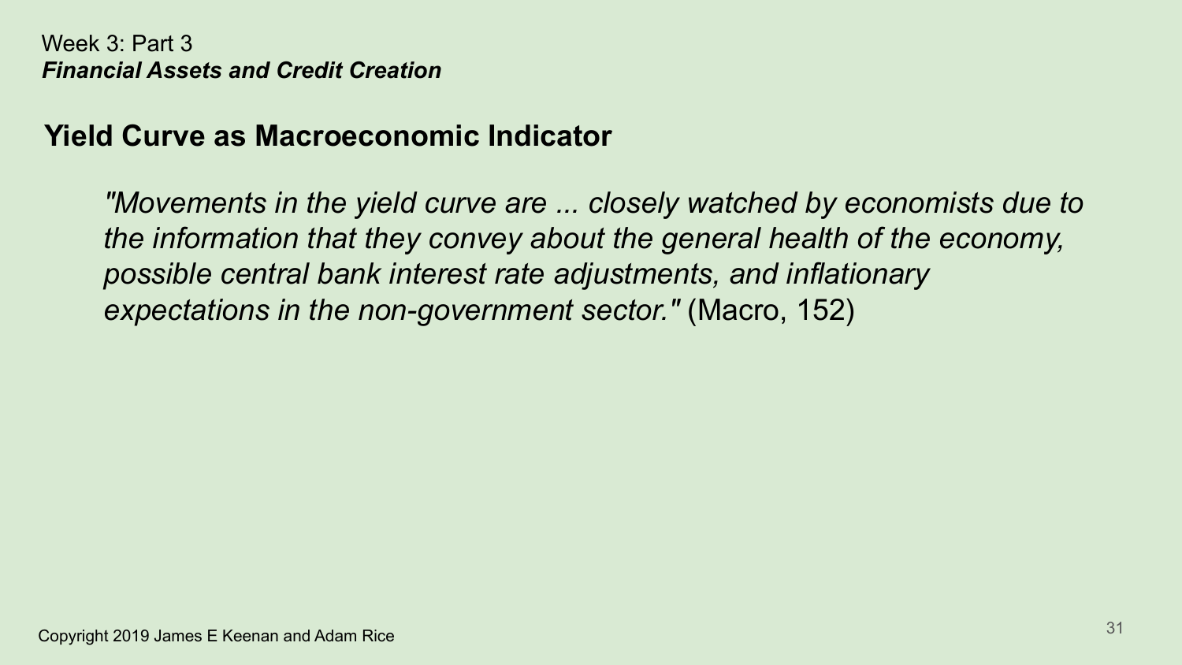Week 3: Part 3
***Financial Assets and Credit Creation***

## Yield Curve as Macroeconomic Indicator

> *"Movements in the yield curve are ... closely watched by economists due to the information that they convey about the general health of the economy, possible central bank interest rate adjustments, and inflationary expectations in the non-government sector."* (Macro, 152)

Copyright 2019 James E Keenan and Adam Rice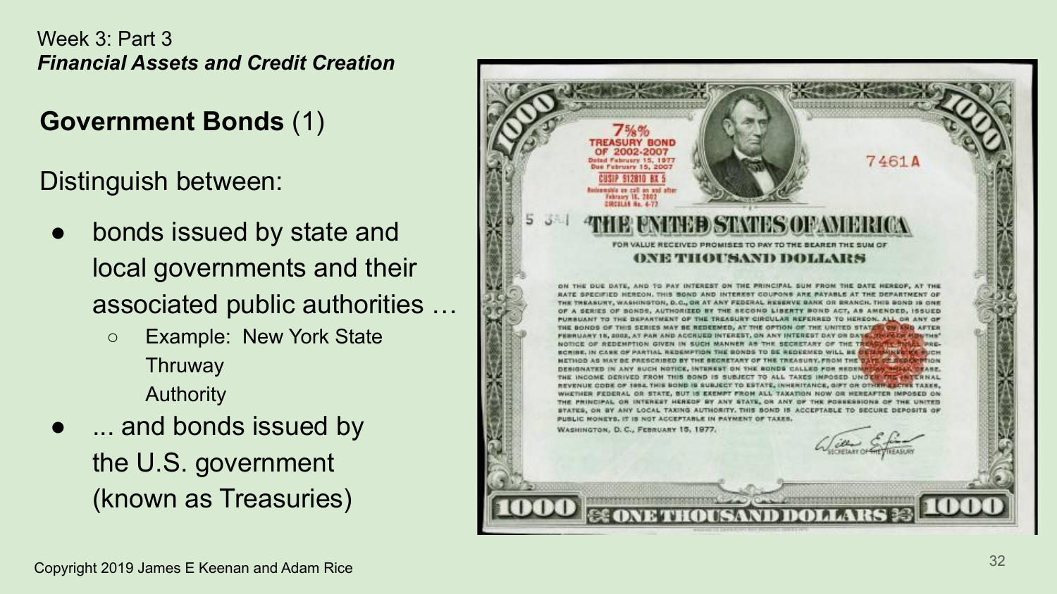Week 3: Part 3

*Financial Assets and Credit Creation*

## **Government Bonds** (1)

Distinguish between:

- bonds issued by state and local governments and their associated public authorities …
  - Example: New York State Thruway Authority
- ... and bonds issued by the U.S. government (known as Treasuries)

Copyright 2019 James E Keenan and Adam Rice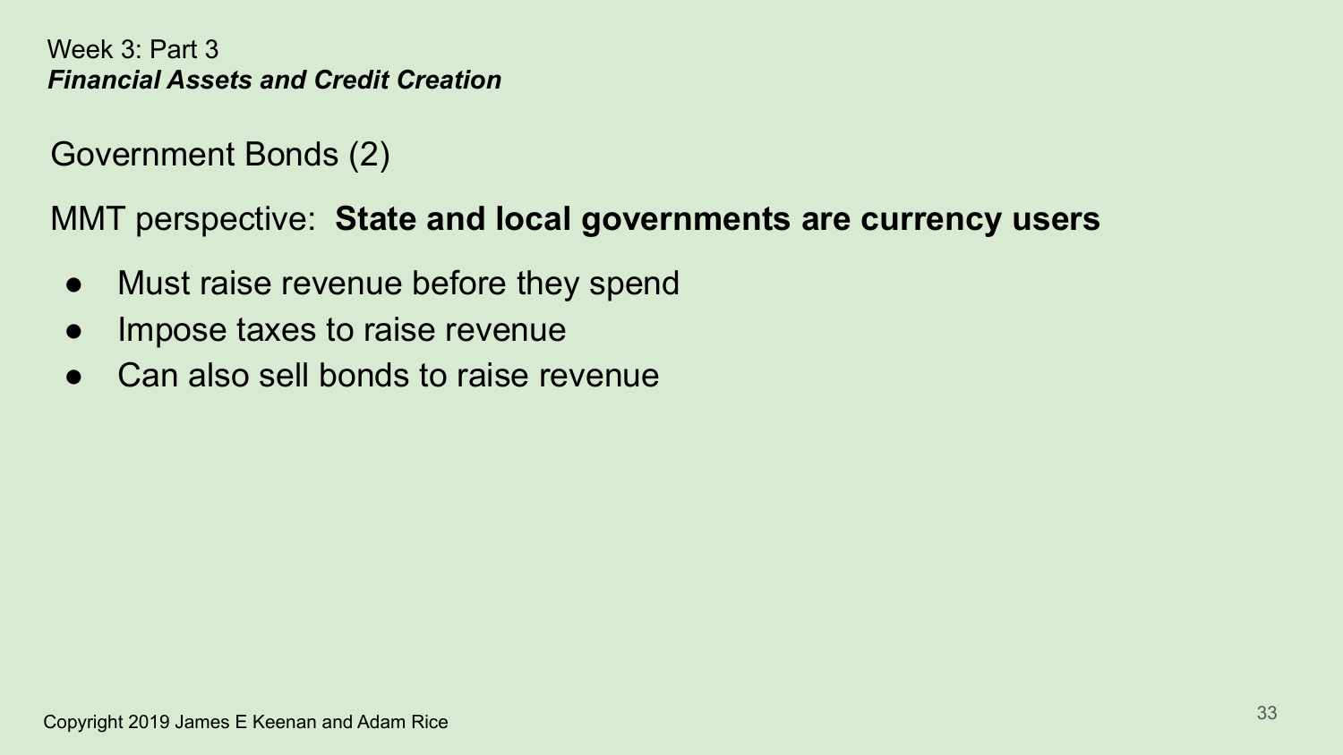## Government Bonds (2)

MMT perspective: **State and local governments are currency users**

- Must raise revenue before they spend
- Impose taxes to raise revenue
- Can also sell bonds to raise revenue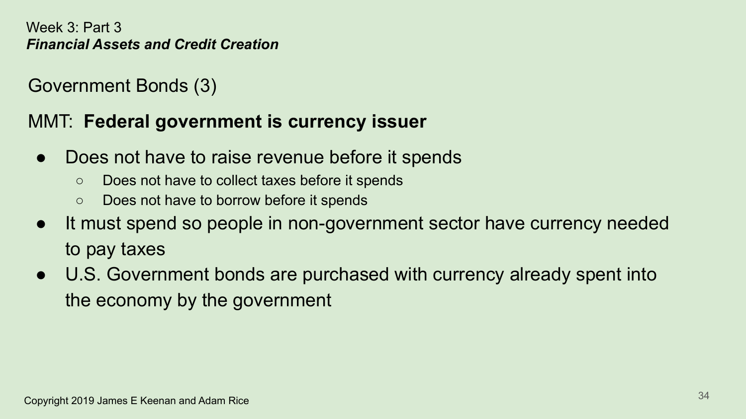Week 3: Part 3
***Financial Assets and Credit Creation***

## Government Bonds (3)

### MMT: **Federal government is currency issuer**

- Does not have to raise revenue before it spends
  - Does not have to collect taxes before it spends
  - Does not have to borrow before it spends
- It must spend so people in non-government sector have currency needed to pay taxes
- U.S. Government bonds are purchased with currency already spent into the economy by the government

Copyright 2019 James E Keenan and Adam Rice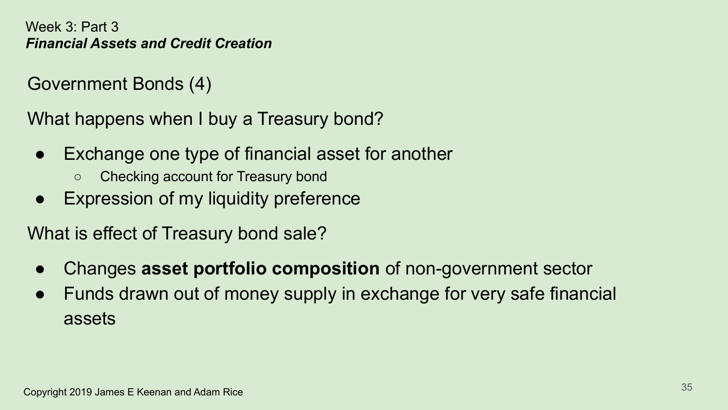Week 3: Part 3
***Financial Assets and Credit Creation***

## Government Bonds (4)

What happens when I buy a Treasury bond?

- Exchange one type of financial asset for another
  - Checking account for Treasury bond
- Expression of my liquidity preference

What is effect of Treasury bond sale?

- Changes **asset portfolio composition** of non-government sector
- Funds drawn out of money supply in exchange for very safe financial assets

Copyright 2019 James E Keenan and Adam Rice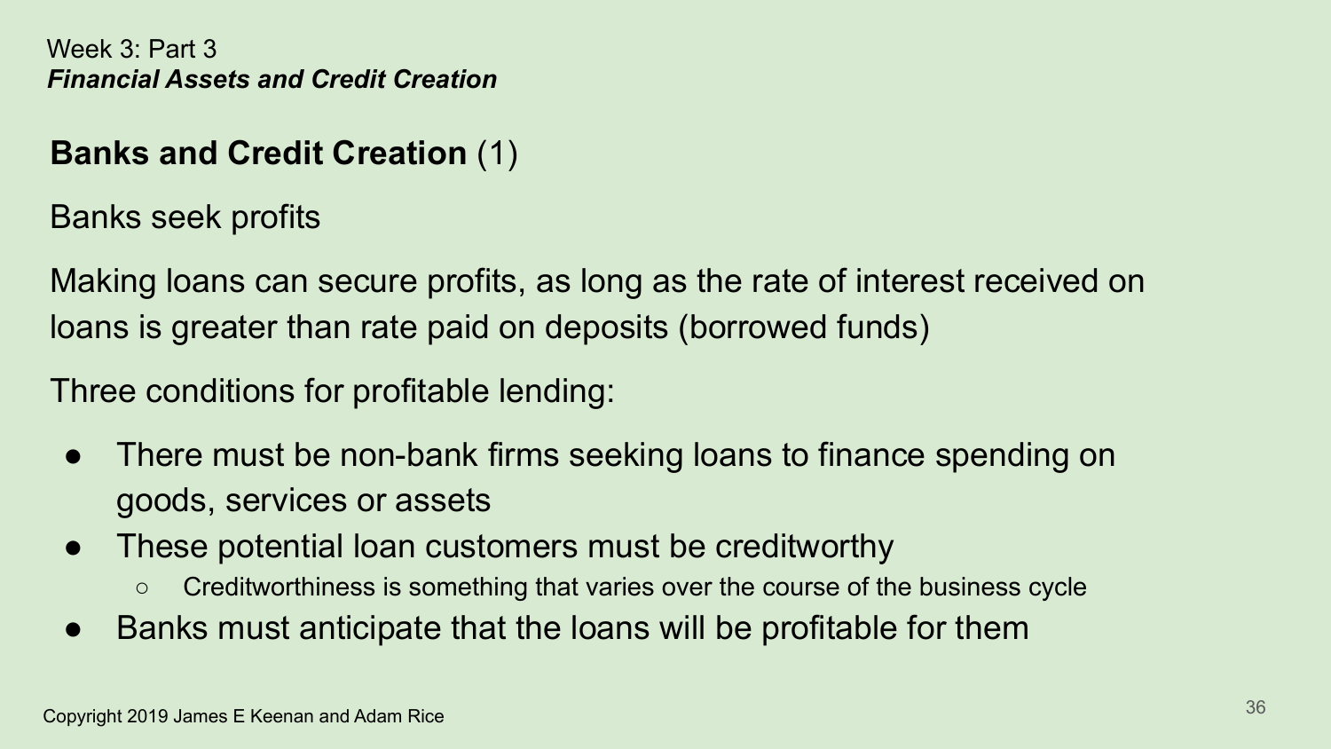Week 3: Part 3
***Financial Assets and Credit Creation***

## **Banks and Credit Creation** (1)

Banks seek profits

Making loans can secure profits, as long as the rate of interest received on loans is greater than rate paid on deposits (borrowed funds)

Three conditions for profitable lending:

- There must be non-bank firms seeking loans to finance spending on goods, services or assets
- These potential loan customers must be creditworthy
  - Creditworthiness is something that varies over the course of the business cycle
- Banks must anticipate that the loans will be profitable for them

Copyright 2019 James E Keenan and Adam Rice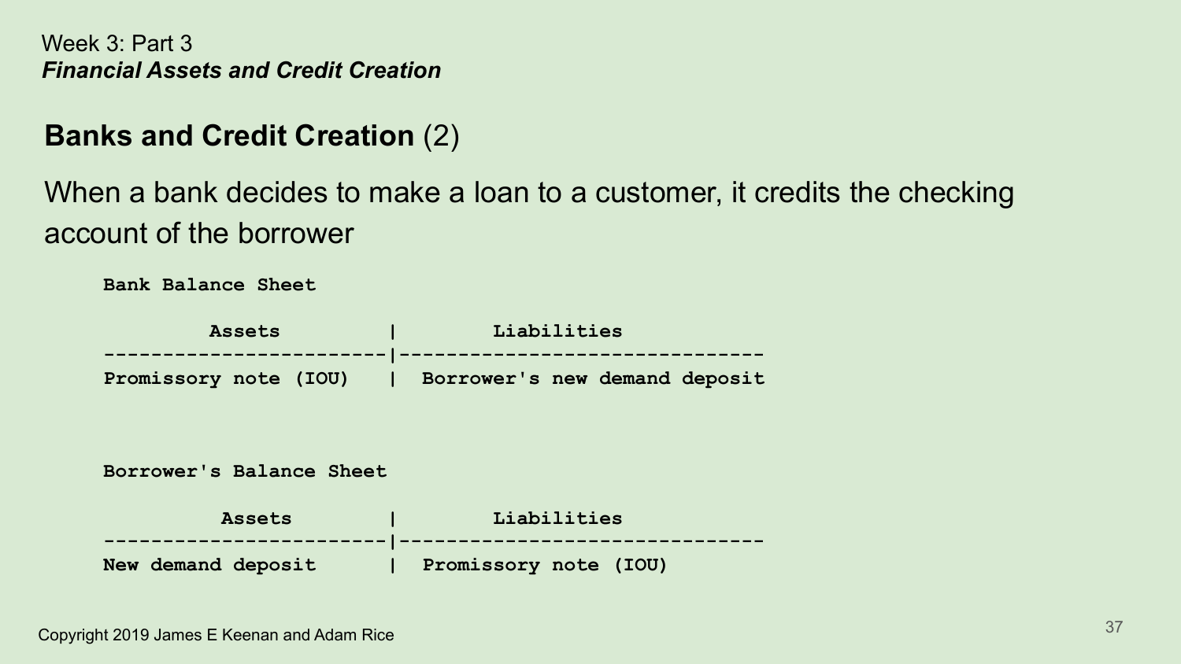## Banks and Credit Creation (2)

When a bank decides to make a loan to a customer, it credits the checking account of the borrower

```
Bank Balance Sheet

        Assets         |        Liabilities
-----------------------|------------------------------
Promissory note (IOU)  |  Borrower's new demand deposit


Borrower's Balance Sheet

         Assets        |        Liabilities
-----------------------|------------------------------
New demand deposit     |  Promissory note (IOU)
```

Copyright 2019 James E Keenan and Adam Rice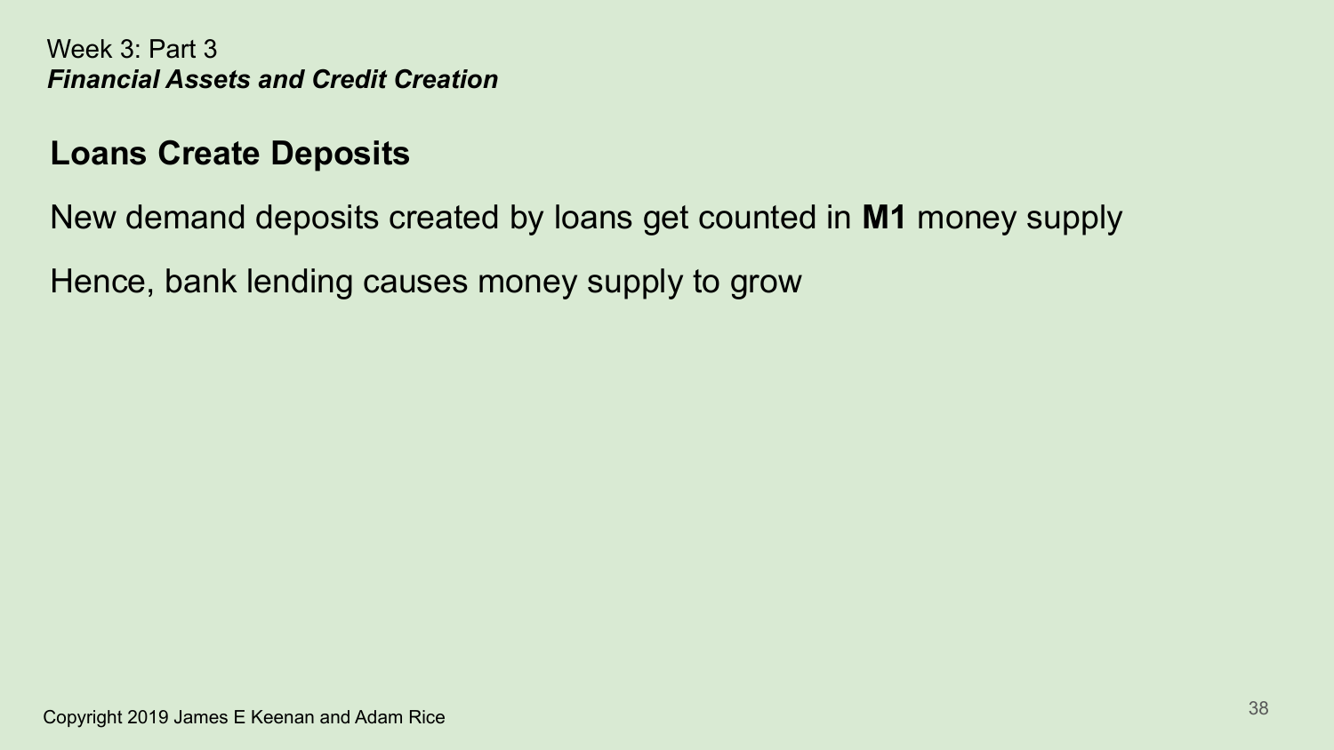Week 3: Part 3
*Financial Assets and Credit Creation*

## Loans Create Deposits

New demand deposits created by loans get counted in **M1** money supply

Hence, bank lending causes money supply to grow

Copyright 2019 James E Keenan and Adam Rice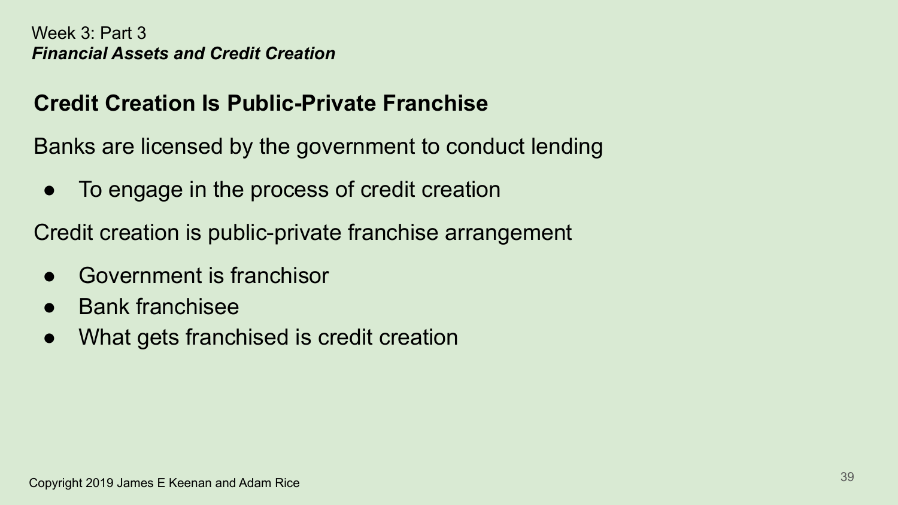Week 3: Part 3
***Financial Assets and Credit Creation***

## Credit Creation Is Public-Private Franchise

Banks are licensed by the government to conduct lending

- To engage in the process of credit creation

Credit creation is public-private franchise arrangement

- Government is franchisor
- Bank franchisee
- What gets franchised is credit creation

Copyright 2019 James E Keenan and Adam Rice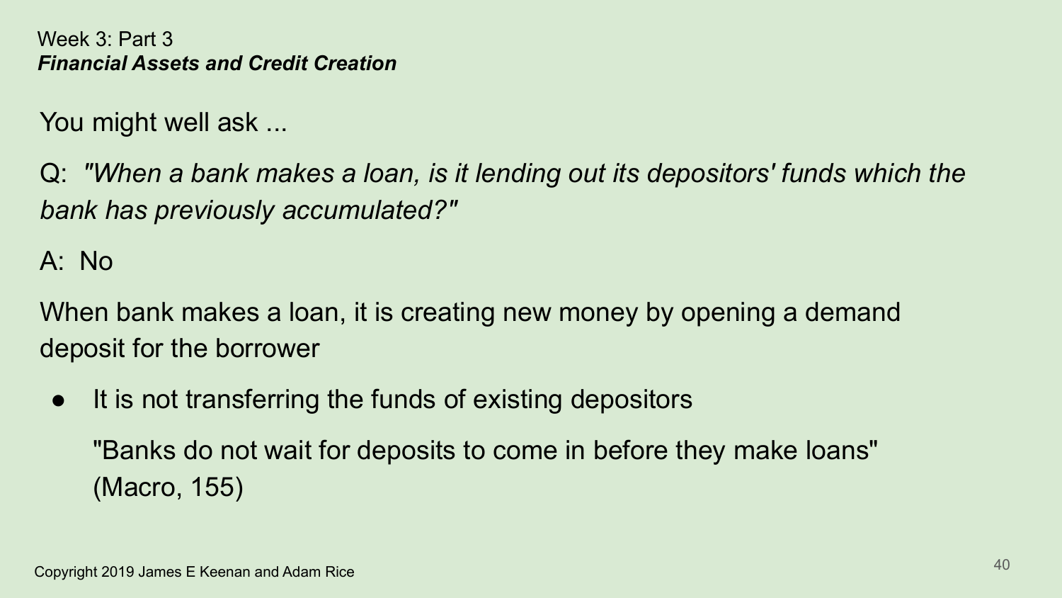Week 3: Part 3
***Financial Assets and Credit Creation***

You might well ask ...

Q: *"When a bank makes a loan, is it lending out its depositors' funds which the bank has previously accumulated?"*

A: No

When bank makes a loan, it is creating new money by opening a demand deposit for the borrower

- It is not transferring the funds of existing depositors

  "Banks do not wait for deposits to come in before they make loans" (Macro, 155)

Copyright 2019 James E Keenan and Adam Rice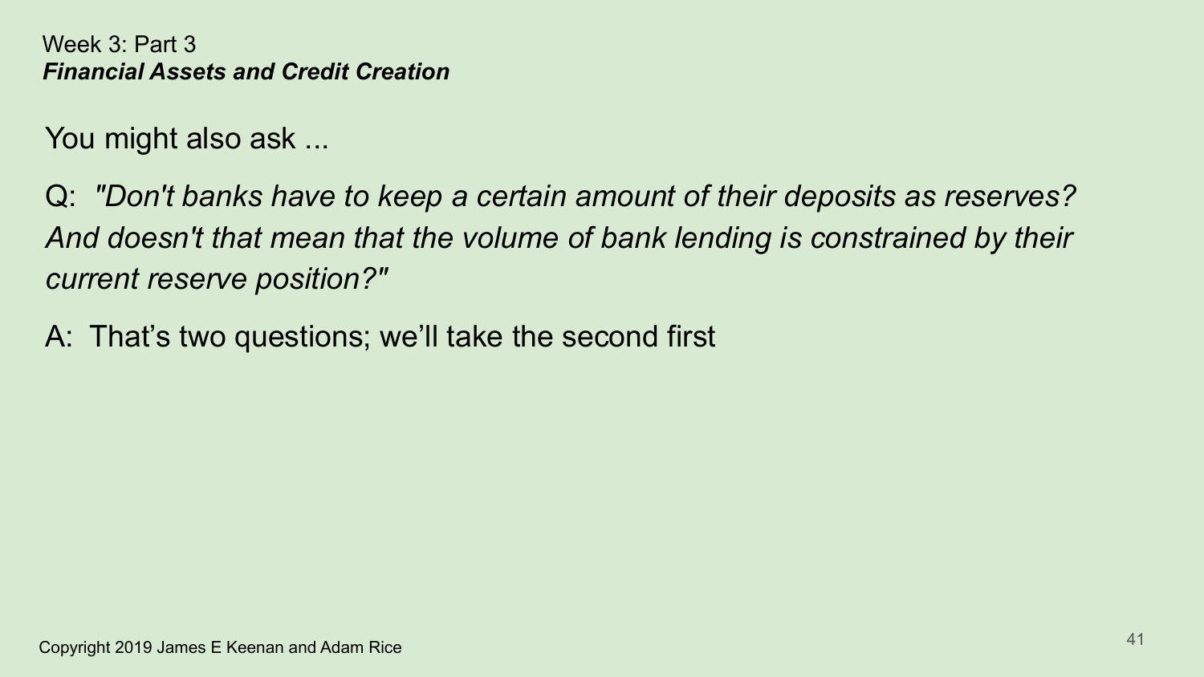Week 3: Part 3
***Financial Assets and Credit Creation***

You might also ask ...

Q: *"Don't banks have to keep a certain amount of their deposits as reserves? And doesn't that mean that the volume of bank lending is constrained by their current reserve position?"*

A: That's two questions; we'll take the second first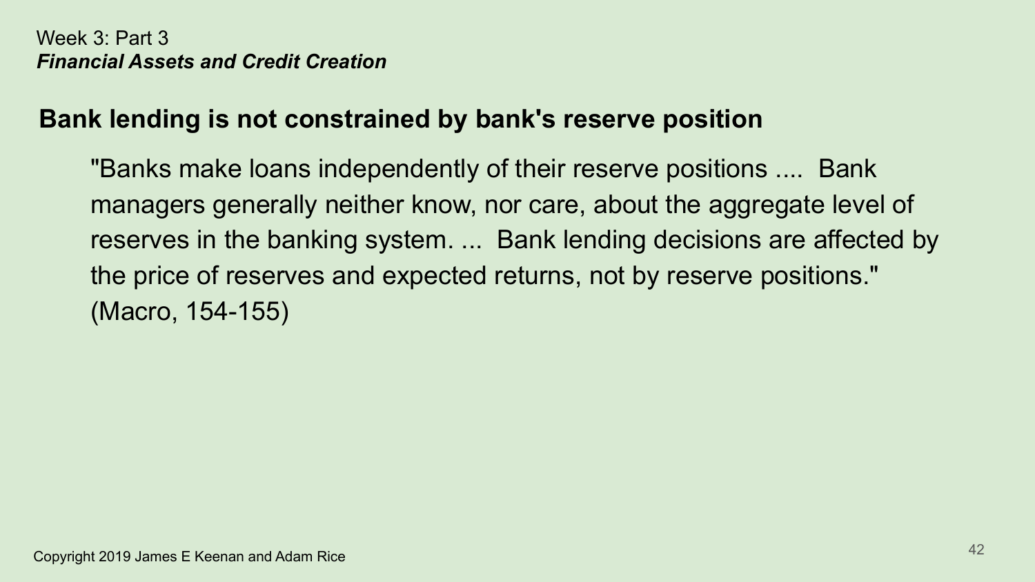Week 3: Part 3
***Financial Assets and Credit Creation***

## Bank lending is not constrained by bank's reserve position

> "Banks make loans independently of their reserve positions .... Bank managers generally neither know, nor care, about the aggregate level of reserves in the banking system. ... Bank lending decisions are affected by the price of reserves and expected returns, not by reserve positions." (Macro, 154-155)

Copyright 2019 James E Keenan and Adam Rice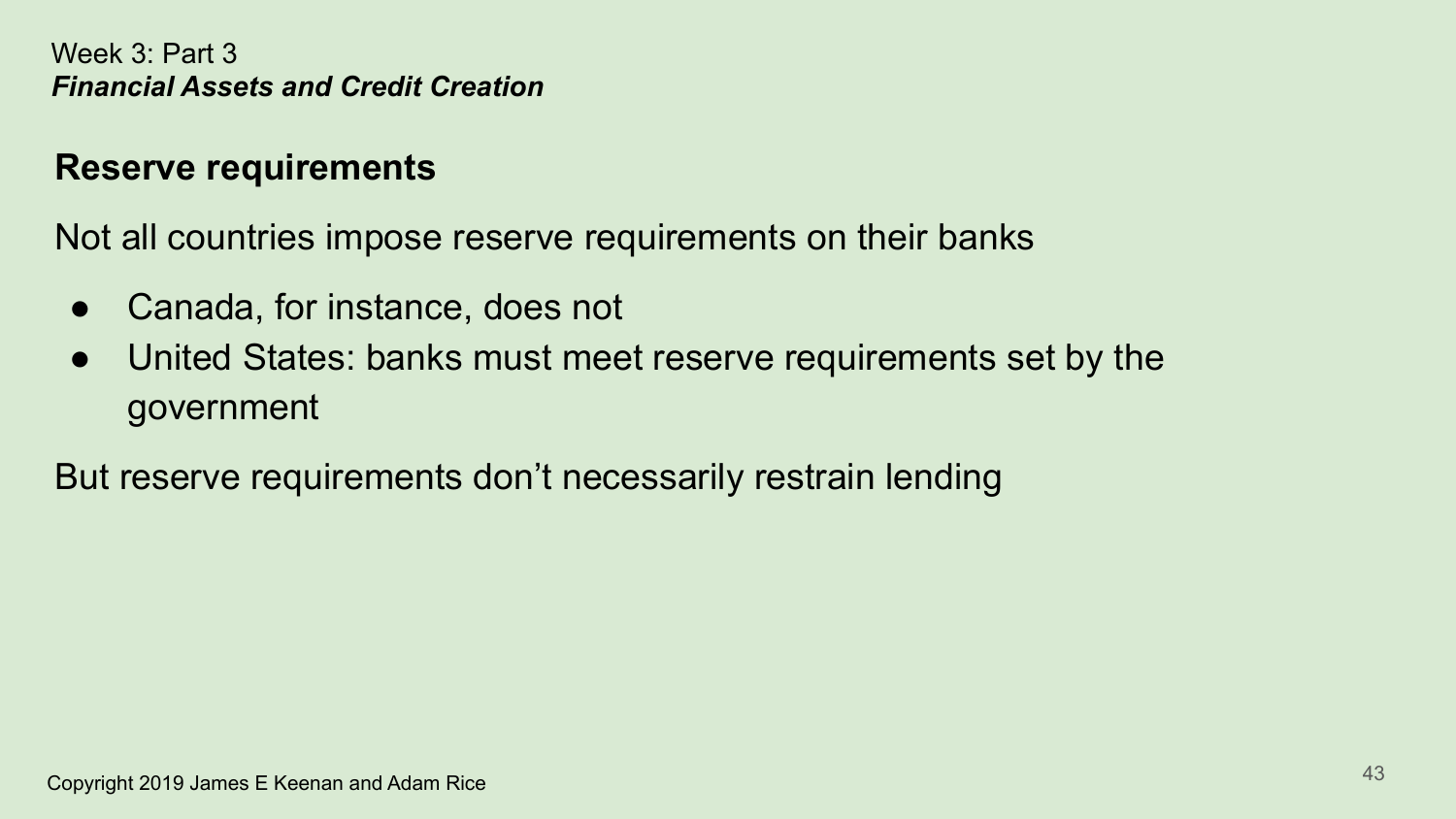## Reserve requirements

Not all countries impose reserve requirements on their banks

- Canada, for instance, does not
- United States: banks must meet reserve requirements set by the government

But reserve requirements don't necessarily restrain lending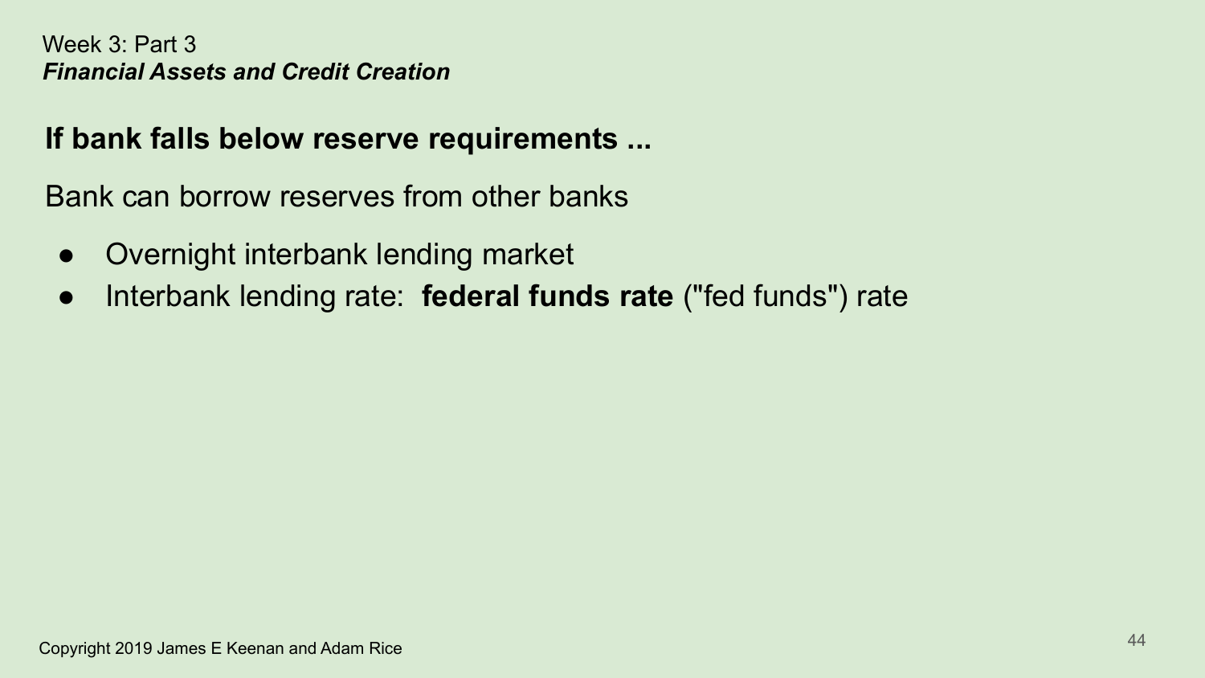## If bank falls below reserve requirements ...

Bank can borrow reserves from other banks

- Overnight interbank lending market
- Interbank lending rate: **federal funds rate** ("fed funds") rate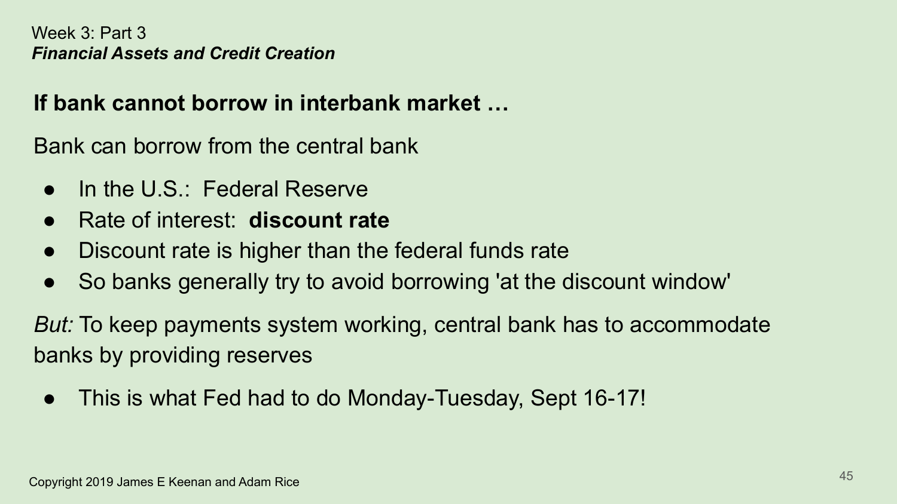Week 3: Part 3
***Financial Assets and Credit Creation***

## If bank cannot borrow in interbank market …

Bank can borrow from the central bank

- In the U.S.: Federal Reserve
- Rate of interest: **discount rate**
- Discount rate is higher than the federal funds rate
- So banks generally try to avoid borrowing 'at the discount window'

*But:* To keep payments system working, central bank has to accommodate banks by providing reserves

- This is what Fed had to do Monday-Tuesday, Sept 16-17!

Copyright 2019 James E Keenan and Adam Rice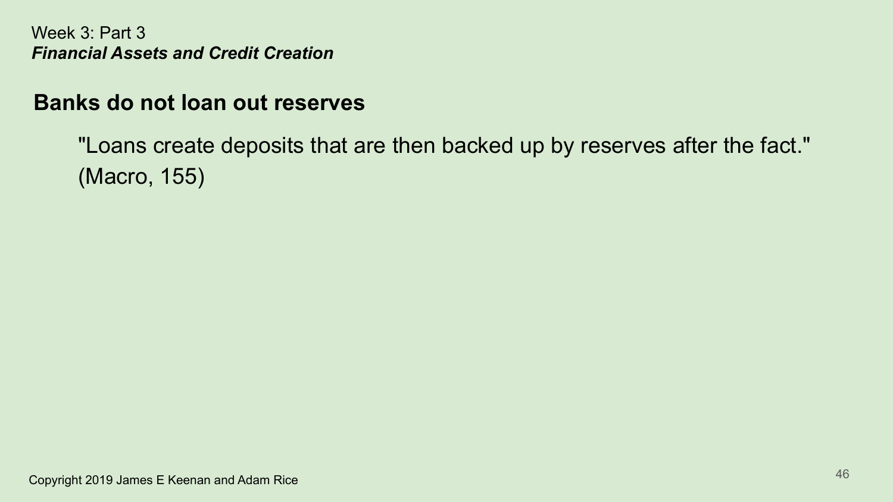## Banks do not loan out reserves

"Loans create deposits that are then backed up by reserves after the fact." (Macro, 155)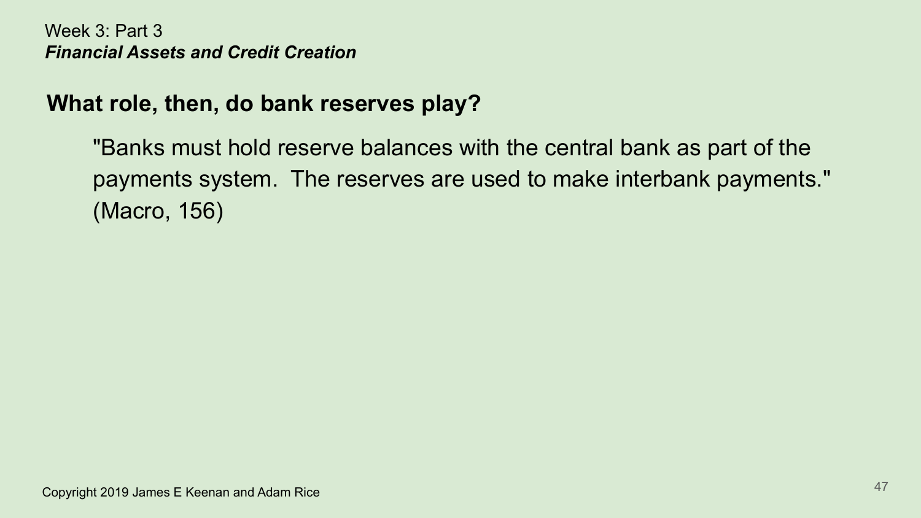Week 3: Part 3
*Financial Assets and Credit Creation*

## What role, then, do bank reserves play?

"Banks must hold reserve balances with the central bank as part of the payments system. The reserves are used to make interbank payments." (Macro, 156)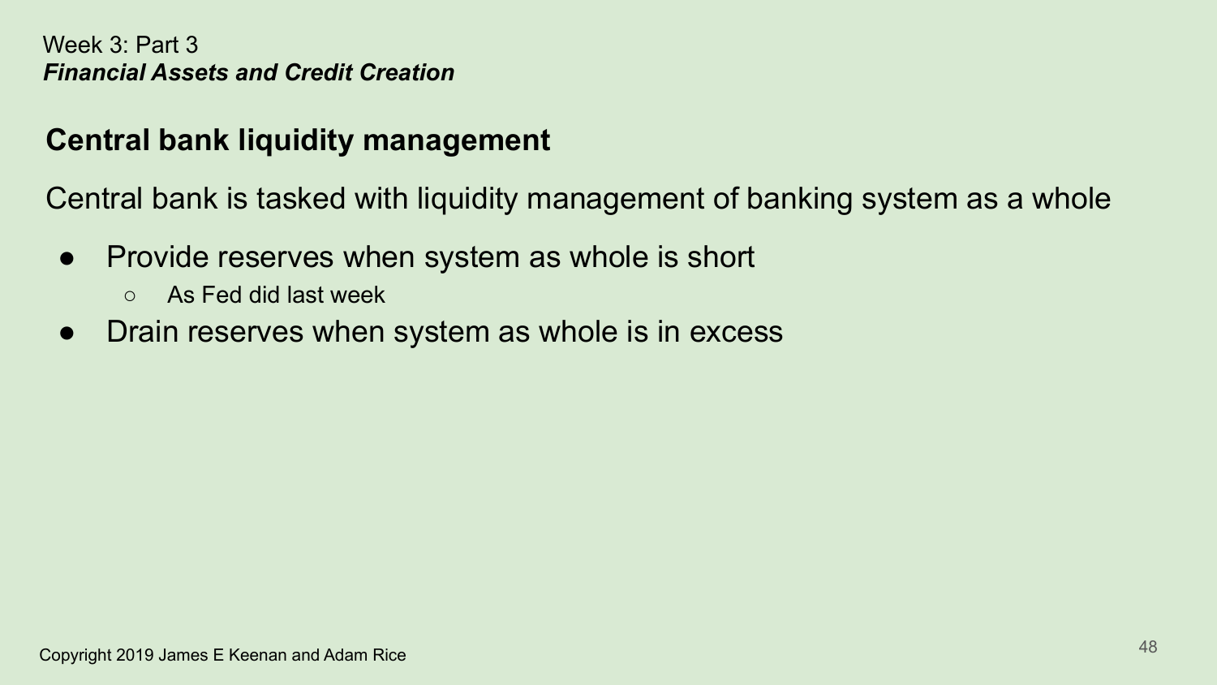Week 3: Part 3

***Financial Assets and Credit Creation***

## Central bank liquidity management

Central bank is tasked with liquidity management of banking system as a whole

- Provide reserves when system as whole is short
  - As Fed did last week
- Drain reserves when system as whole is in excess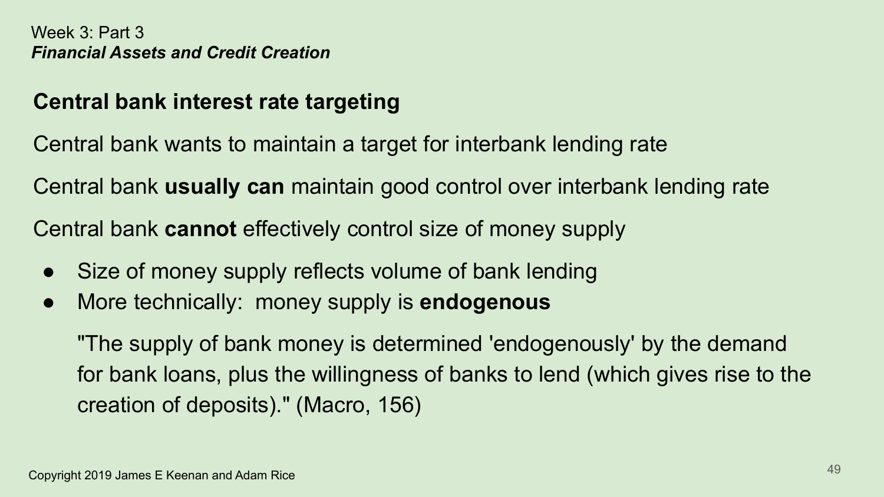Week 3: Part 3
*Financial Assets and Credit Creation*

## Central bank interest rate targeting

Central bank wants to maintain a target for interbank lending rate

Central bank **usually can** maintain good control over interbank lending rate

Central bank **cannot** effectively control size of money supply

- Size of money supply reflects volume of bank lending
- More technically: money supply is **endogenous**

  "The supply of bank money is determined 'endogenously' by the demand for bank loans, plus the willingness of banks to lend (which gives rise to the creation of deposits)." (Macro, 156)

Copyright 2019 James E Keenan and Adam Rice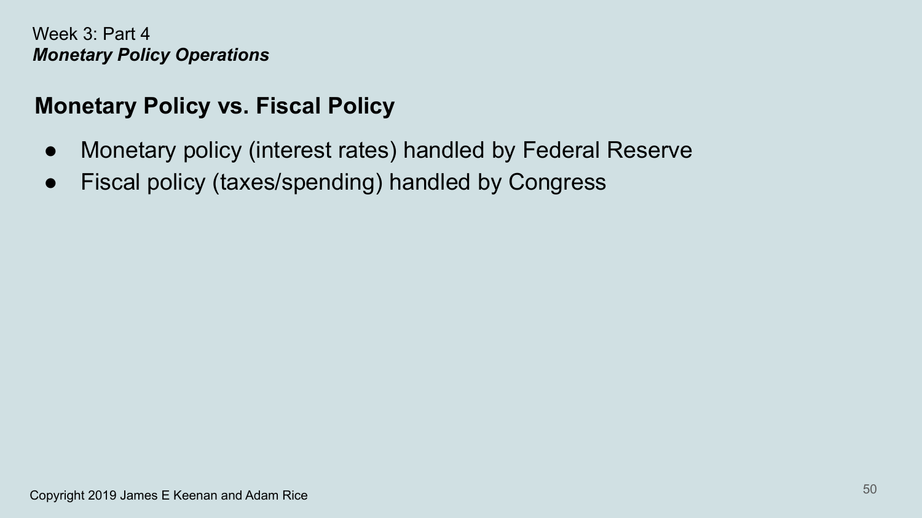Week 3: Part 4
***Monetary Policy Operations***

## Monetary Policy vs. Fiscal Policy

- Monetary policy (interest rates) handled by Federal Reserve
- Fiscal policy (taxes/spending) handled by Congress

Copyright 2019 James E Keenan and Adam Rice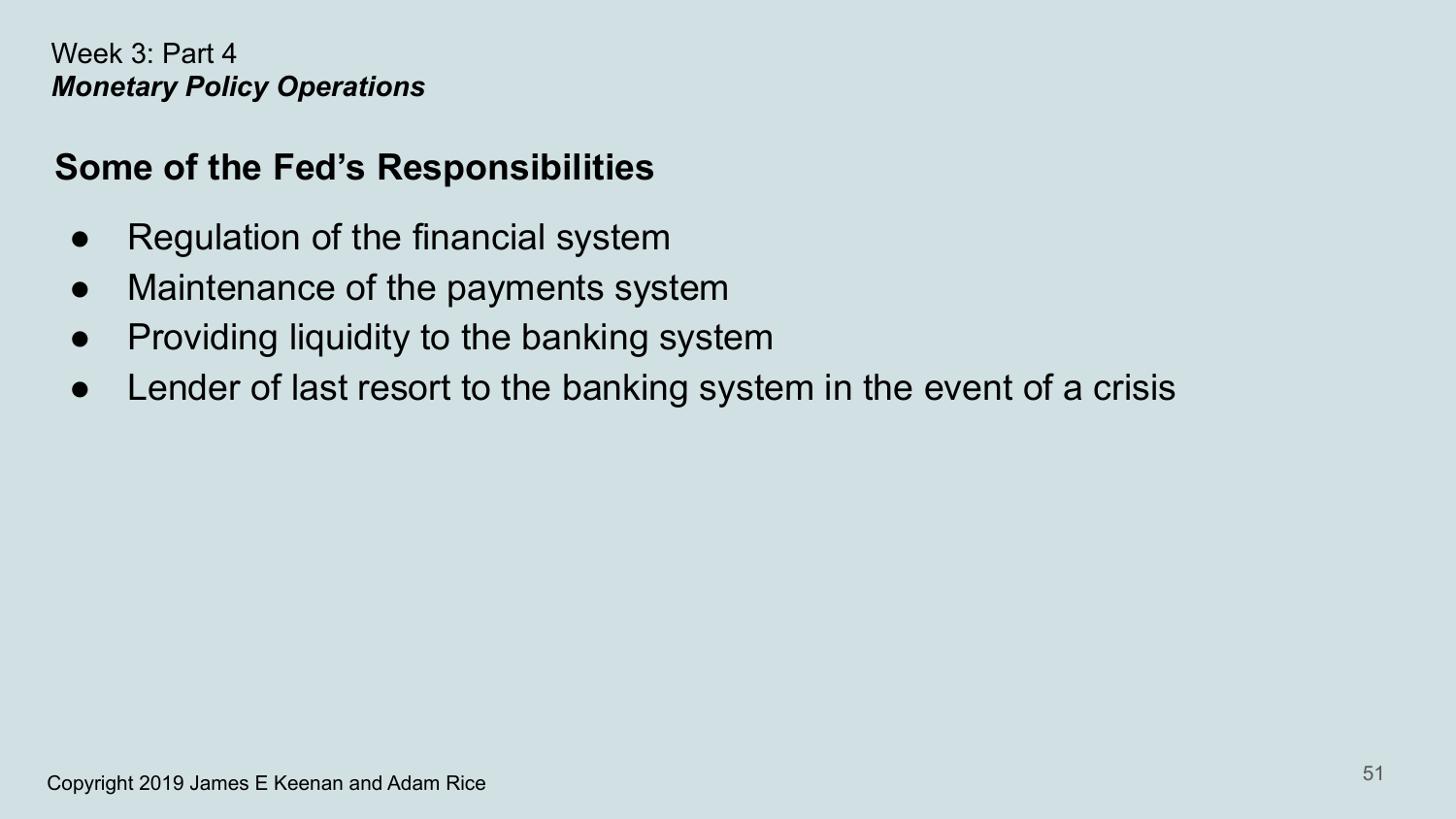Week 3: Part 4
***Monetary Policy Operations***

## Some of the Fed's Responsibilities

- Regulation of the financial system
- Maintenance of the payments system
- Providing liquidity to the banking system
- Lender of last resort to the banking system in the event of a crisis

Copyright 2019 James E Keenan and Adam Rice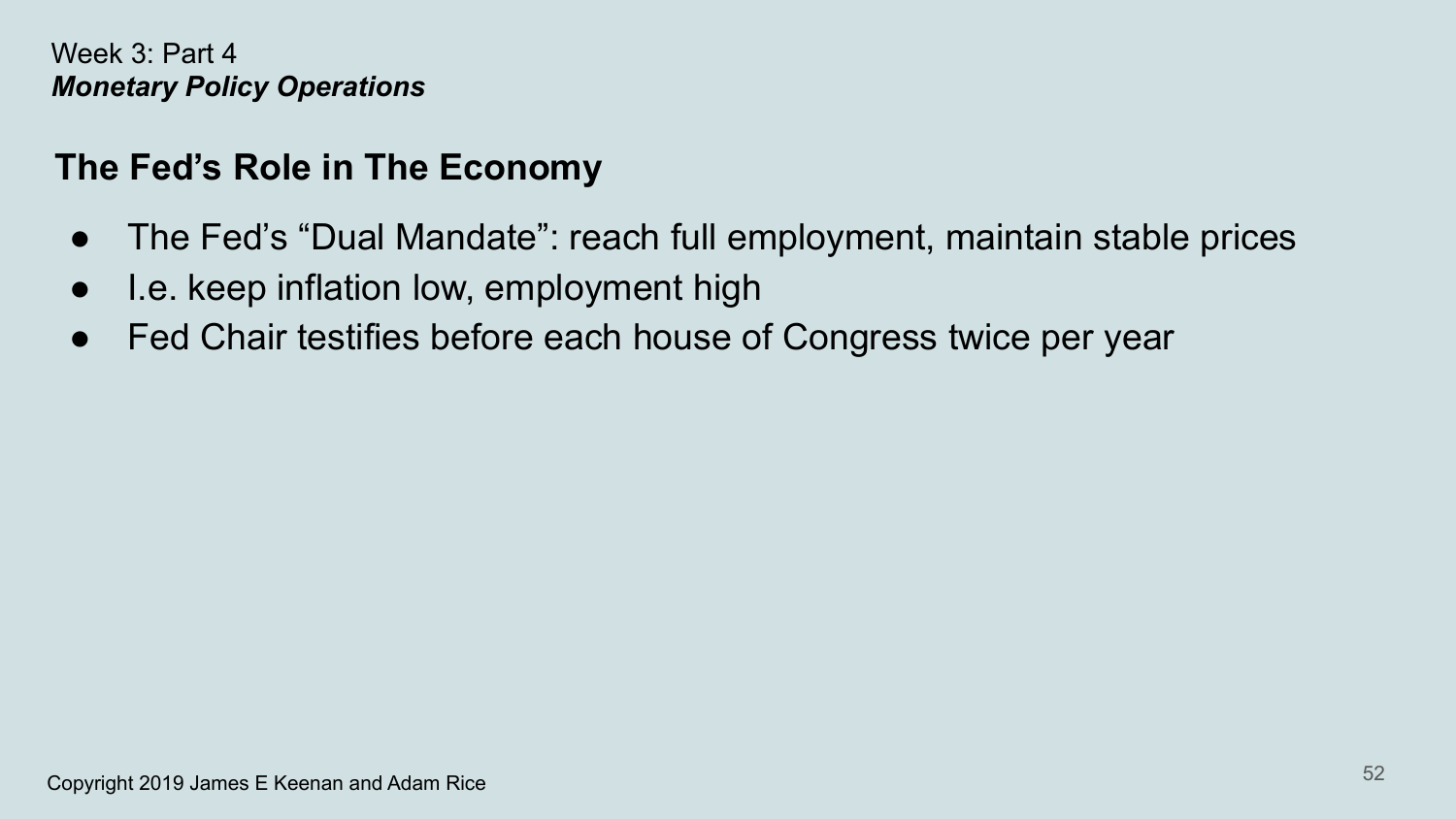Week 3: Part 4
***Monetary Policy Operations***

## The Fed’s Role in The Economy

- The Fed’s “Dual Mandate”: reach full employment, maintain stable prices
- I.e. keep inflation low, employment high
- Fed Chair testifies before each house of Congress twice per year

Copyright 2019 James E Keenan and Adam Rice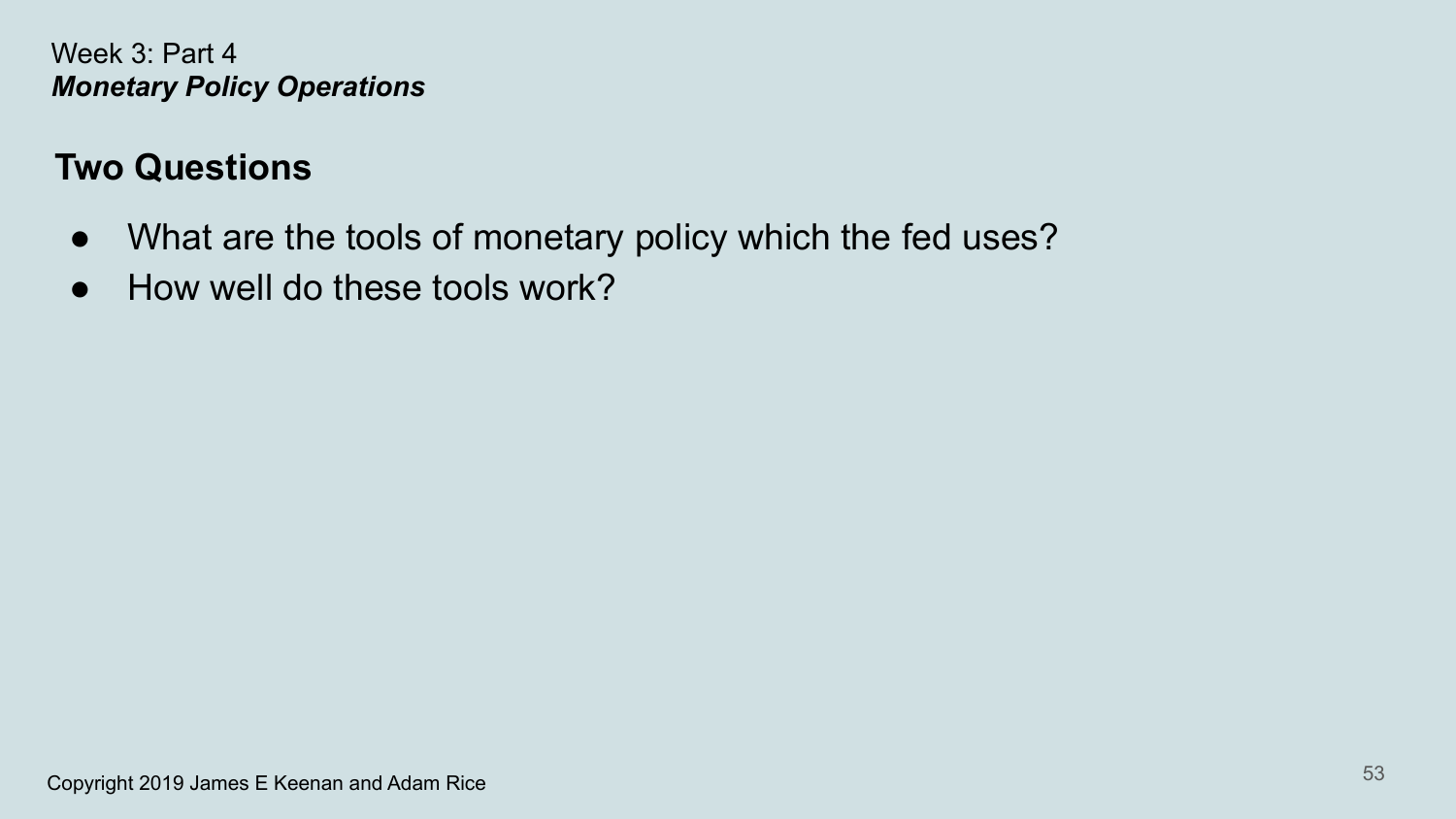Week 3: Part 4
***Monetary Policy Operations***

## Two Questions

- What are the tools of monetary policy which the fed uses?
- How well do these tools work?

Copyright 2019 James E Keenan and Adam Rice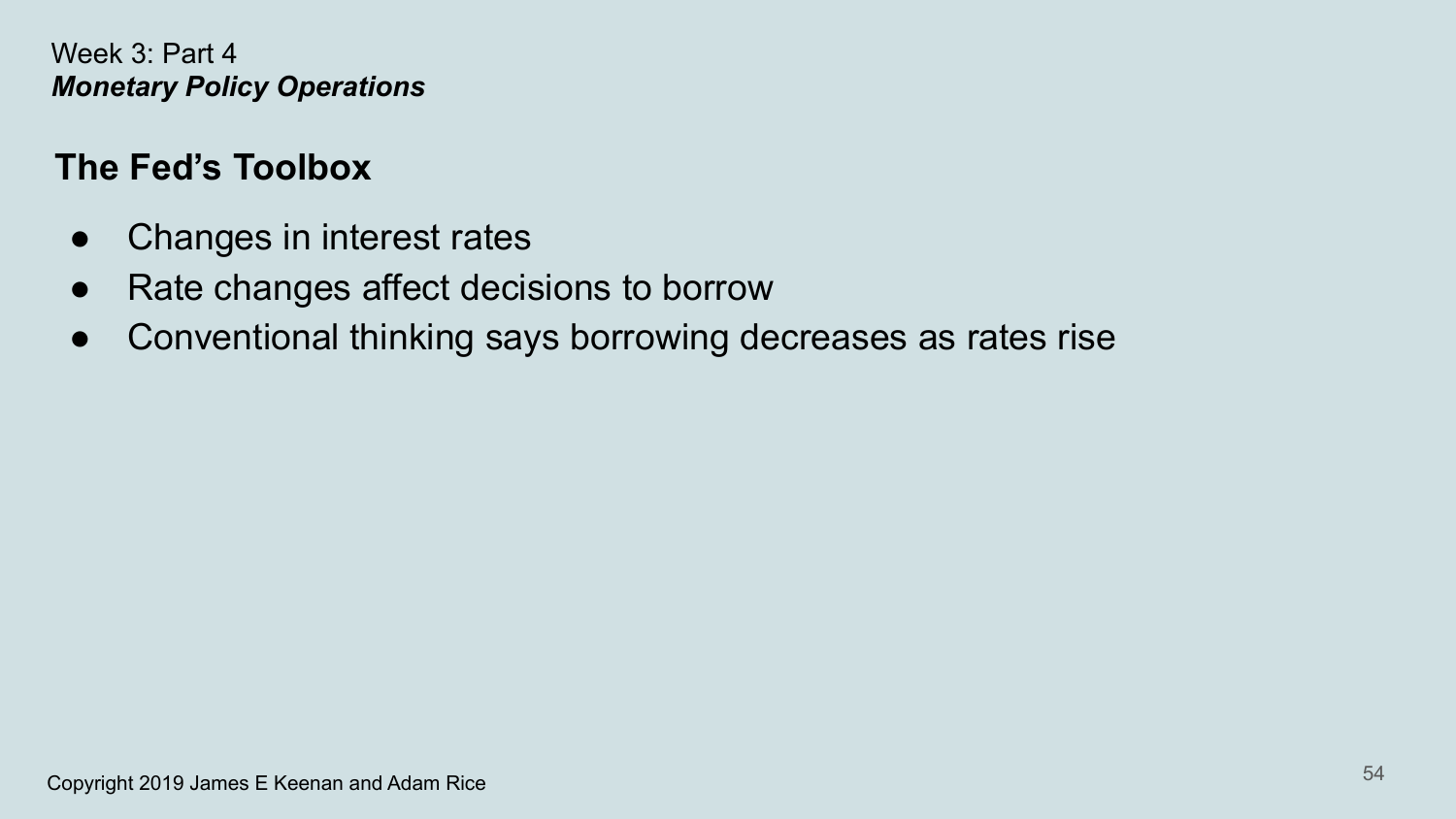Week 3: Part 4
***Monetary Policy Operations***

## The Fed's Toolbox

- Changes in interest rates
- Rate changes affect decisions to borrow
- Conventional thinking says borrowing decreases as rates rise

Copyright 2019 James E Keenan and Adam Rice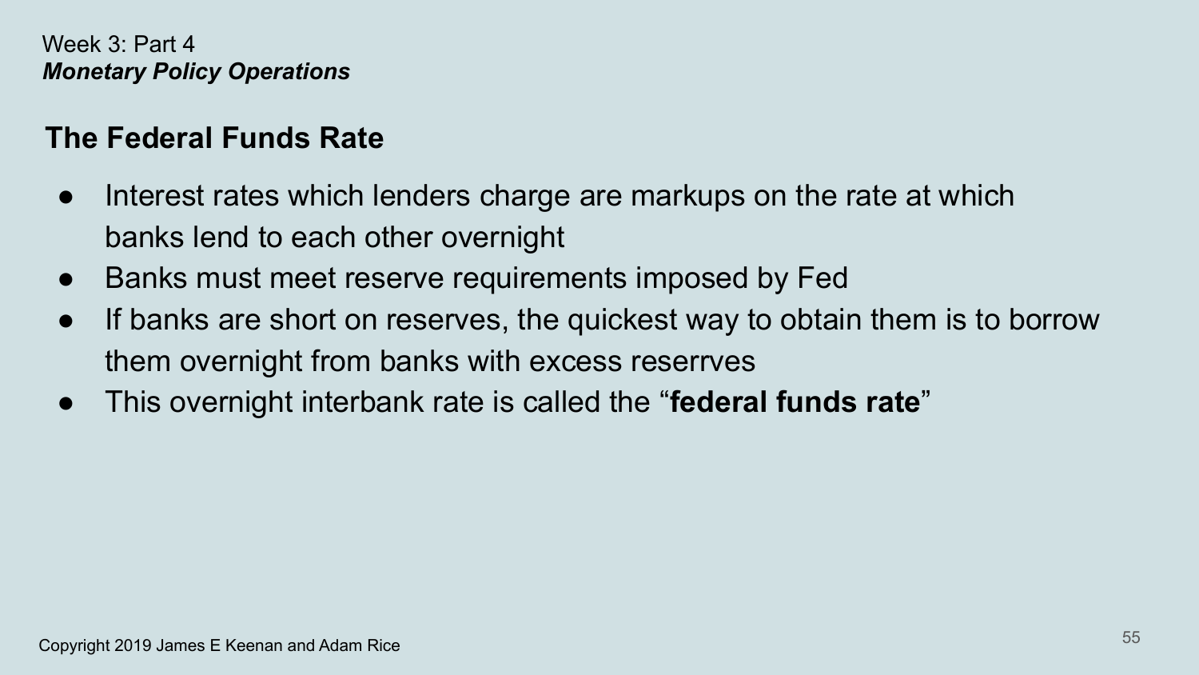Week 3: Part 4
***Monetary Policy Operations***

## The Federal Funds Rate

- Interest rates which lenders charge are markups on the rate at which banks lend to each other overnight
- Banks must meet reserve requirements imposed by Fed
- If banks are short on reserves, the quickest way to obtain them is to borrow them overnight from banks with excess reserrves
- This overnight interbank rate is called the "**federal funds rate**"

Copyright 2019 James E Keenan and Adam Rice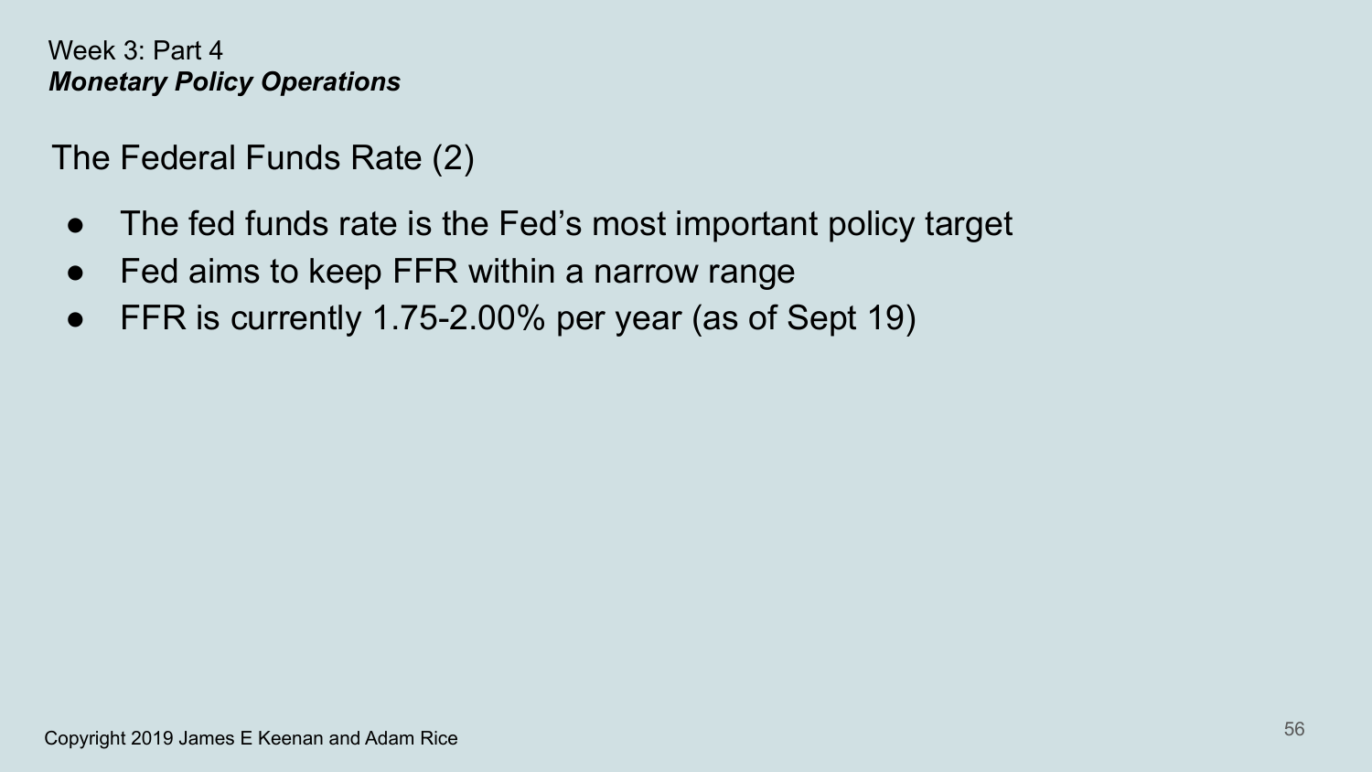Week 3: Part 4

***Monetary Policy Operations***

## The Federal Funds Rate (2)

- The fed funds rate is the Fed's most important policy target
- Fed aims to keep FFR within a narrow range
- FFR is currently 1.75-2.00% per year (as of Sept 19)

Copyright 2019 James E Keenan and Adam Rice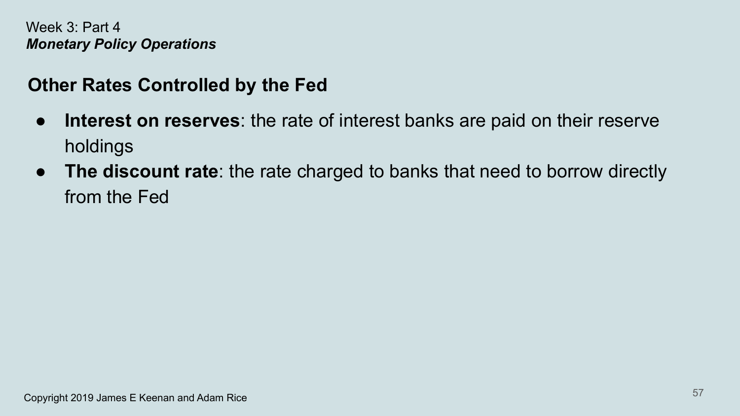Week 3: Part 4
***Monetary Policy Operations***

## Other Rates Controlled by the Fed

- **Interest on reserves**: the rate of interest banks are paid on their reserve holdings
- **The discount rate**: the rate charged to banks that need to borrow directly from the Fed

Copyright 2019 James E Keenan and Adam Rice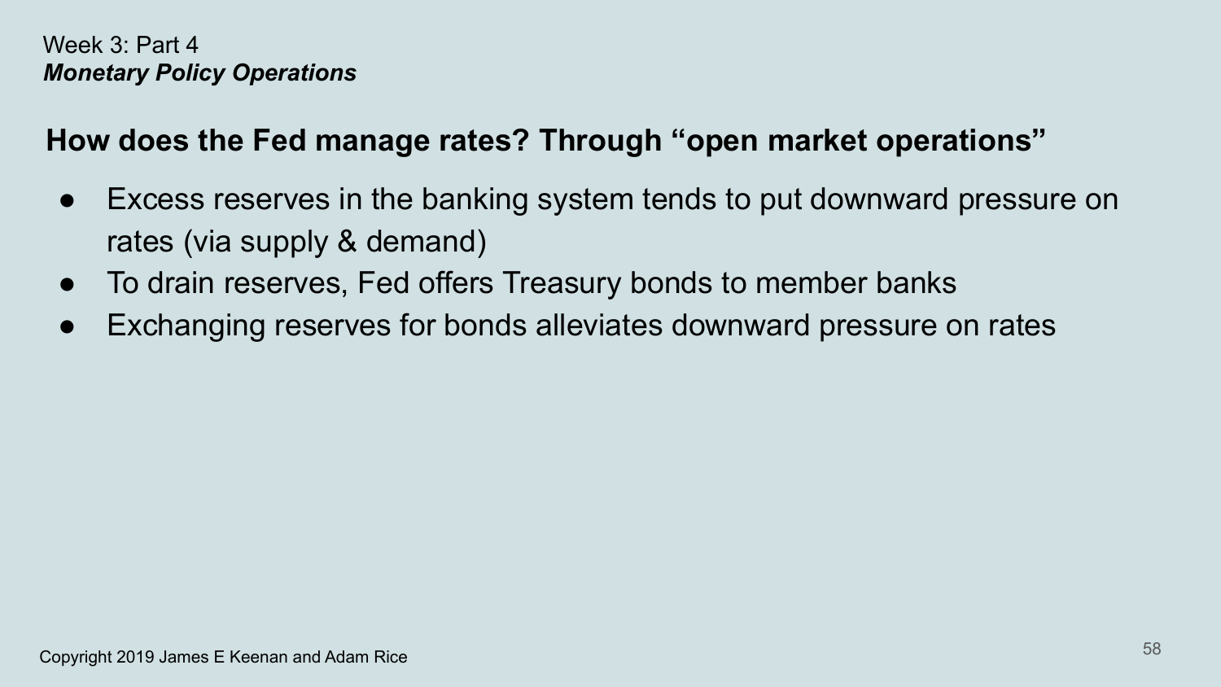Week 3: Part 4
***Monetary Policy Operations***

## How does the Fed manage rates? Through "open market operations"

- Excess reserves in the banking system tends to put downward pressure on rates (via supply & demand)
- To drain reserves, Fed offers Treasury bonds to member banks
- Exchanging reserves for bonds alleviates downward pressure on rates

Copyright 2019 James E Keenan and Adam Rice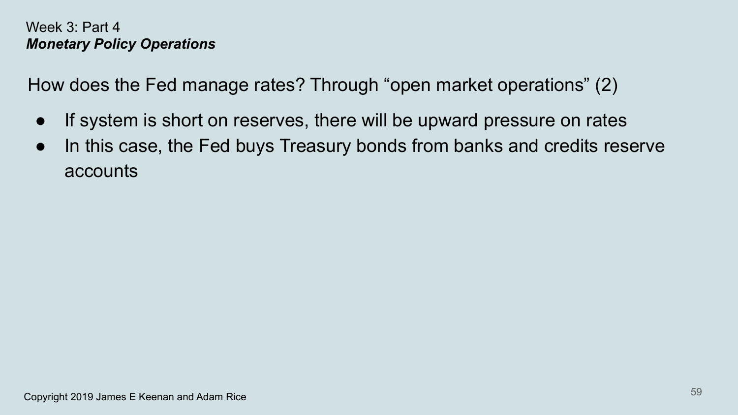Week 3: Part 4
***Monetary Policy Operations***

How does the Fed manage rates? Through "open market operations" (2)

- If system is short on reserves, there will be upward pressure on rates
- In this case, the Fed buys Treasury bonds from banks and credits reserve accounts

Copyright 2019 James E Keenan and Adam Rice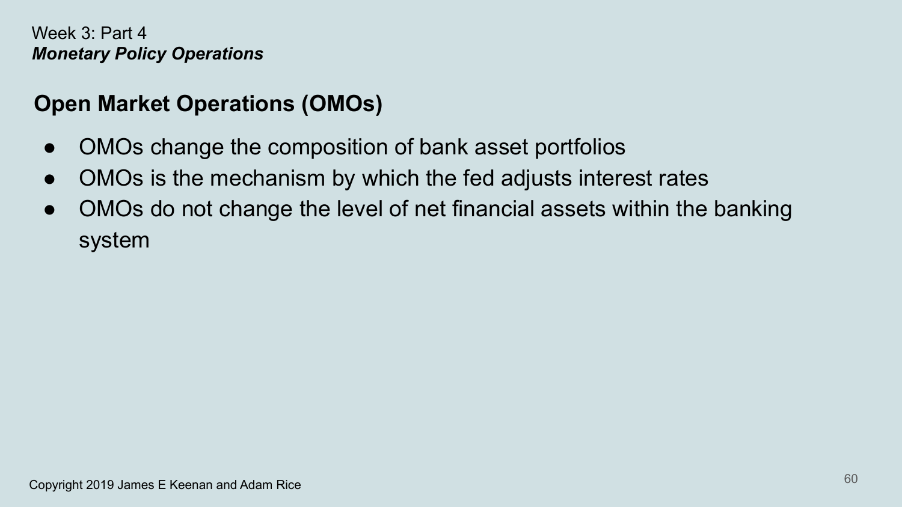Week 3: Part 4
***Monetary Policy Operations***

## Open Market Operations (OMOs)

- OMOs change the composition of bank asset portfolios
- OMOs is the mechanism by which the fed adjusts interest rates
- OMOs do not change the level of net financial assets within the banking system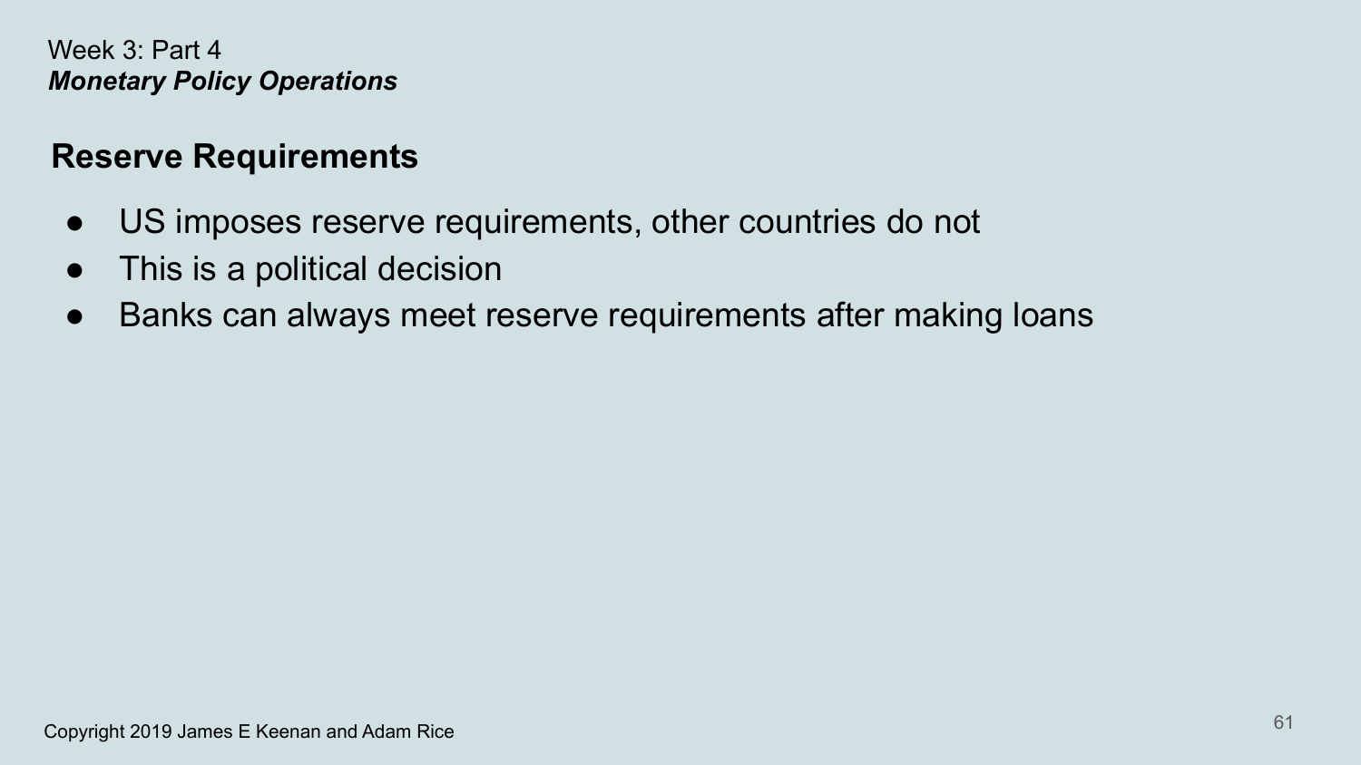Week 3: Part 4
***Monetary Policy Operations***

## Reserve Requirements

- US imposes reserve requirements, other countries do not
- This is a political decision
- Banks can always meet reserve requirements after making loans

Copyright 2019 James E Keenan and Adam Rice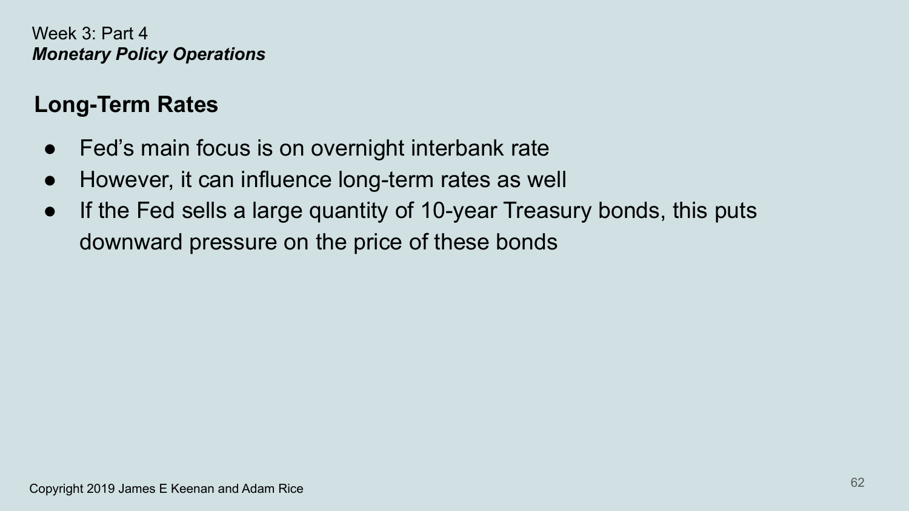Week 3: Part 4
***Monetary Policy Operations***

## Long-Term Rates

- Fed's main focus is on overnight interbank rate
- However, it can influence long-term rates as well
- If the Fed sells a large quantity of 10-year Treasury bonds, this puts downward pressure on the price of these bonds

Copyright 2019 James E Keenan and Adam Rice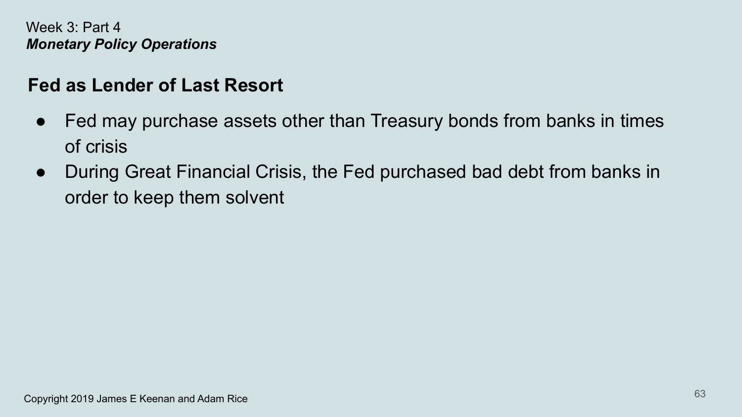Week 3: Part 4
***Monetary Policy Operations***

## Fed as Lender of Last Resort

- Fed may purchase assets other than Treasury bonds from banks in times of crisis
- During Great Financial Crisis, the Fed purchased bad debt from banks in order to keep them solvent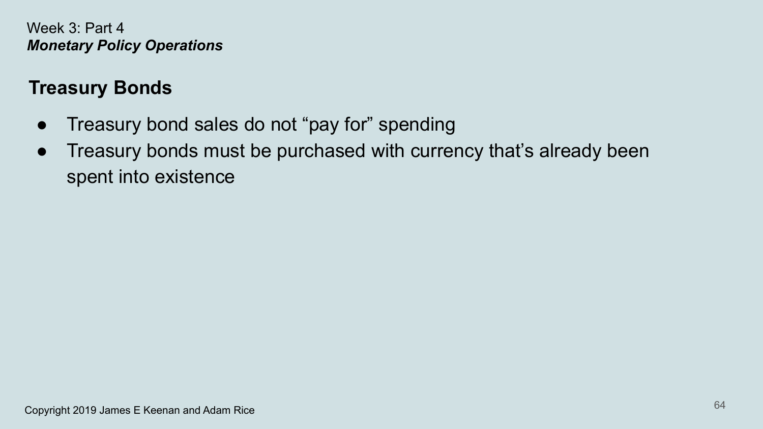Week 3: Part 4
***Monetary Policy Operations***

## Treasury Bonds

- Treasury bond sales do not “pay for” spending
- Treasury bonds must be purchased with currency that’s already been spent into existence

Copyright 2019 James E Keenan and Adam Rice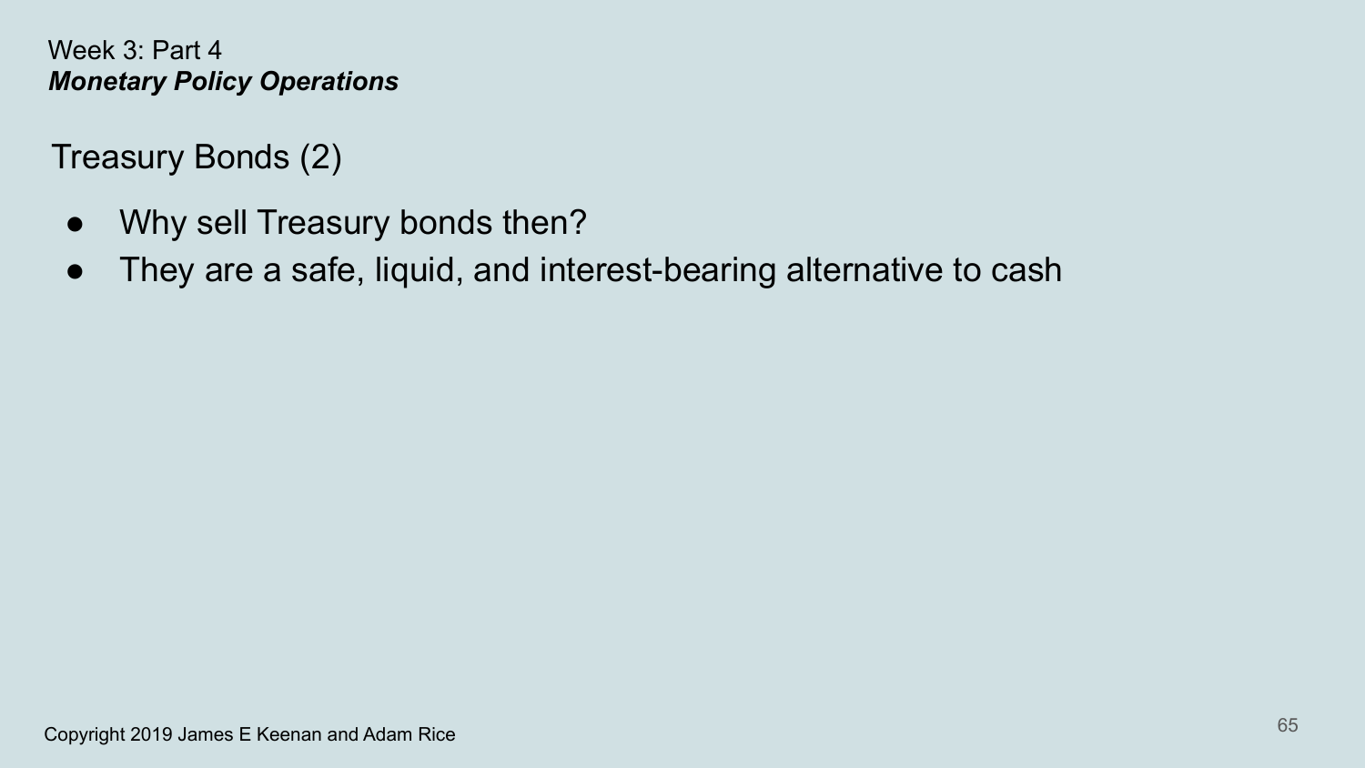Week 3: Part 4
***Monetary Policy Operations***

## Treasury Bonds (2)

- Why sell Treasury bonds then?
- They are a safe, liquid, and interest-bearing alternative to cash

Copyright 2019 James E Keenan and Adam Rice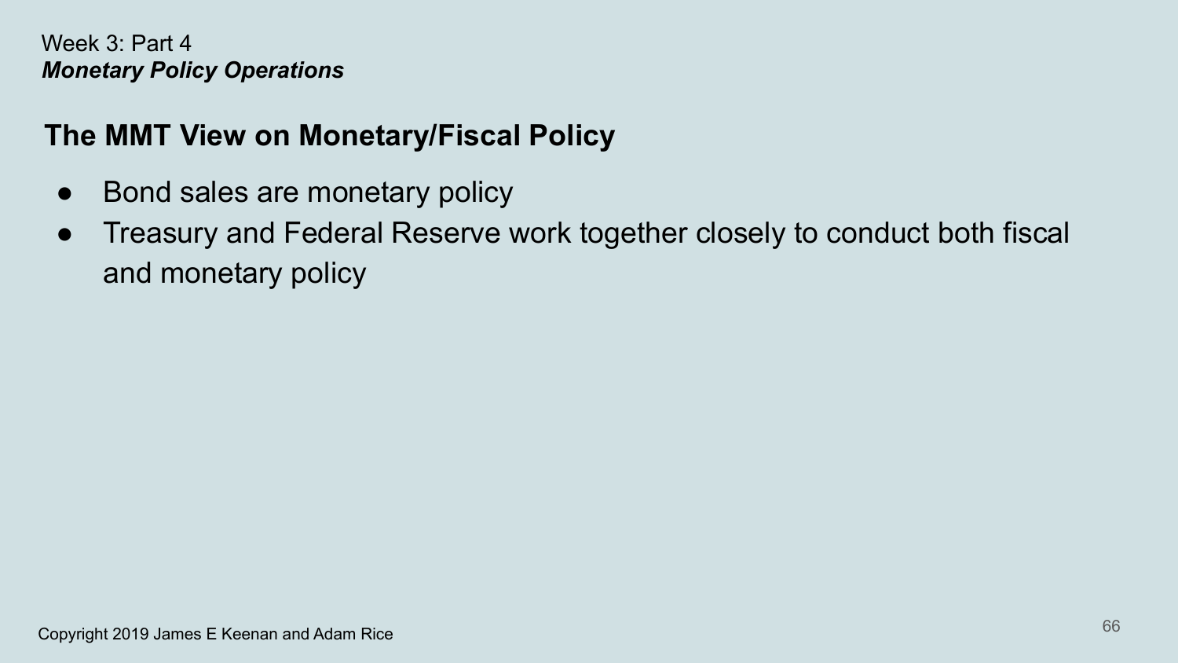Week 3: Part 4
***Monetary Policy Operations***

## The MMT View on Monetary/Fiscal Policy

- Bond sales are monetary policy
- Treasury and Federal Reserve work together closely to conduct both fiscal and monetary policy

Copyright 2019 James E Keenan and Adam Rice